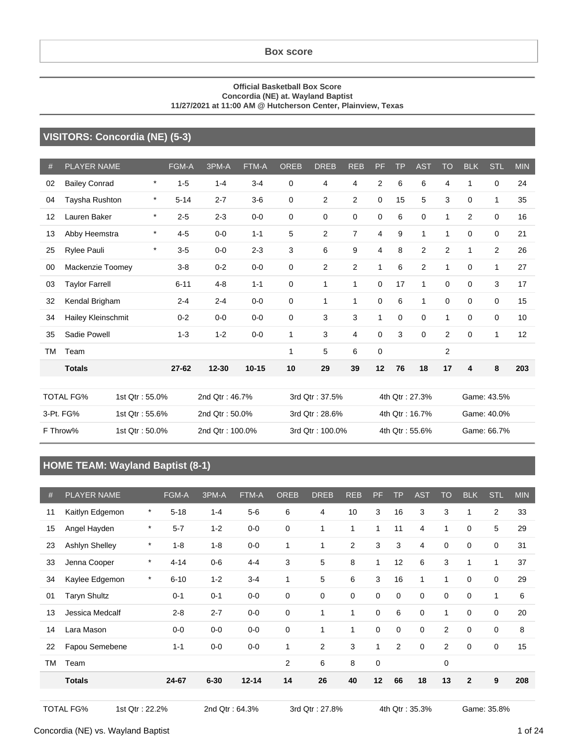## Box score

**Official Basketball Box Score**
**Concordia (NE) at. Wayland Baptist**
**11/27/2021 at 11:00 AM @ Hutcherson Center, Plainview, Texas**

### VISITORS: Concordia (NE) (5-3)

| # | PLAYER NAME | | FGM-A | 3PM-A | FTM-A | OREB | DREB | REB | PF | TP | AST | TO | BLK | STL | MIN |
|---|---|---|---|---|---|---|---|---|---|---|---|---|---|---|---|
| 02 | Bailey Conrad | * | 1-5 | 1-4 | 3-4 | 0 | 4 | 4 | 2 | 6 | 6 | 4 | 1 | 0 | 24 |
| 04 | Taysha Rushton | * | 5-14 | 2-7 | 3-6 | 0 | 2 | 2 | 0 | 15 | 5 | 3 | 0 | 1 | 35 |
| 12 | Lauren Baker | * | 2-5 | 2-3 | 0-0 | 0 | 0 | 0 | 0 | 6 | 0 | 1 | 2 | 0 | 16 |
| 13 | Abby Heemstra | * | 4-5 | 0-0 | 1-1 | 5 | 2 | 7 | 4 | 9 | 1 | 1 | 0 | 0 | 21 |
| 25 | Rylee Pauli | * | 3-5 | 0-0 | 2-3 | 3 | 6 | 9 | 4 | 8 | 2 | 2 | 1 | 2 | 26 |
| 00 | Mackenzie Toomey | | 3-8 | 0-2 | 0-0 | 0 | 2 | 2 | 1 | 6 | 2 | 1 | 0 | 1 | 27 |
| 03 | Taylor Farrell | | 6-11 | 4-8 | 1-1 | 0 | 1 | 1 | 0 | 17 | 1 | 0 | 0 | 3 | 17 |
| 32 | Kendal Brigham | | 2-4 | 2-4 | 0-0 | 0 | 1 | 1 | 0 | 6 | 1 | 0 | 0 | 0 | 15 |
| 34 | Hailey Kleinschmit | | 0-2 | 0-0 | 0-0 | 0 | 3 | 3 | 1 | 0 | 0 | 1 | 0 | 0 | 10 |
| 35 | Sadie Powell | | 1-3 | 1-2 | 0-0 | 1 | 3 | 4 | 0 | 3 | 0 | 2 | 0 | 1 | 12 |
| TM | Team | | | | | 1 | 5 | 6 | 0 | | | 2 | | | |
| | **Totals** | | **27-62** | **12-30** | **10-15** | **10** | **29** | **39** | **12** | **76** | **18** | **17** | **4** | **8** | **203** |

| | | | | | |
|---|---|---|---|---|---|
| TOTAL FG% | 1st Qtr : 55.0% | 2nd Qtr : 46.7% | 3rd Qtr : 37.5% | 4th Qtr : 27.3% | Game: 43.5% |
| 3-Pt. FG% | 1st Qtr : 55.6% | 2nd Qtr : 50.0% | 3rd Qtr : 28.6% | 4th Qtr : 16.7% | Game: 40.0% |
| F Throw% | 1st Qtr : 50.0% | 2nd Qtr : 100.0% | 3rd Qtr : 100.0% | 4th Qtr : 55.6% | Game: 66.7% |

### HOME TEAM: Wayland Baptist (8-1)

| # | PLAYER NAME | | FGM-A | 3PM-A | FTM-A | OREB | DREB | REB | PF | TP | AST | TO | BLK | STL | MIN |
|---|---|---|---|---|---|---|---|---|---|---|---|---|---|---|---|
| 11 | Kaitlyn Edgemon | * | 5-18 | 1-4 | 5-6 | 6 | 4 | 10 | 3 | 16 | 3 | 3 | 1 | 2 | 33 |
| 15 | Angel Hayden | * | 5-7 | 1-2 | 0-0 | 0 | 1 | 1 | 1 | 11 | 4 | 1 | 0 | 5 | 29 |
| 23 | Ashlyn Shelley | * | 1-8 | 1-8 | 0-0 | 1 | 1 | 2 | 3 | 3 | 4 | 0 | 0 | 0 | 31 |
| 33 | Jenna Cooper | * | 4-14 | 0-6 | 4-4 | 3 | 5 | 8 | 1 | 12 | 6 | 3 | 1 | 1 | 37 |
| 34 | Kaylee Edgemon | * | 6-10 | 1-2 | 3-4 | 1 | 5 | 6 | 3 | 16 | 1 | 1 | 0 | 0 | 29 |
| 01 | Taryn Shultz | | 0-1 | 0-1 | 0-0 | 0 | 0 | 0 | 0 | 0 | 0 | 0 | 0 | 1 | 6 |
| 13 | Jessica Medcalf | | 2-8 | 2-7 | 0-0 | 0 | 1 | 1 | 0 | 6 | 0 | 1 | 0 | 0 | 20 |
| 14 | Lara Mason | | 0-0 | 0-0 | 0-0 | 0 | 1 | 1 | 0 | 0 | 0 | 2 | 0 | 0 | 8 |
| 22 | Fapou Semebene | | 1-1 | 0-0 | 0-0 | 1 | 2 | 3 | 1 | 2 | 0 | 2 | 0 | 0 | 15 |
| TM | Team | | | | | 2 | 6 | 8 | 0 | | | 0 | | | |
| | **Totals** | | **24-67** | **6-30** | **12-14** | **14** | **26** | **40** | **12** | **66** | **18** | **13** | **2** | **9** | **208** |

| | | | | | |
|---|---|---|---|---|---|
| TOTAL FG% | 1st Qtr : 22.2% | 2nd Qtr : 64.3% | 3rd Qtr : 27.8% | 4th Qtr : 35.3% | Game: 35.8% |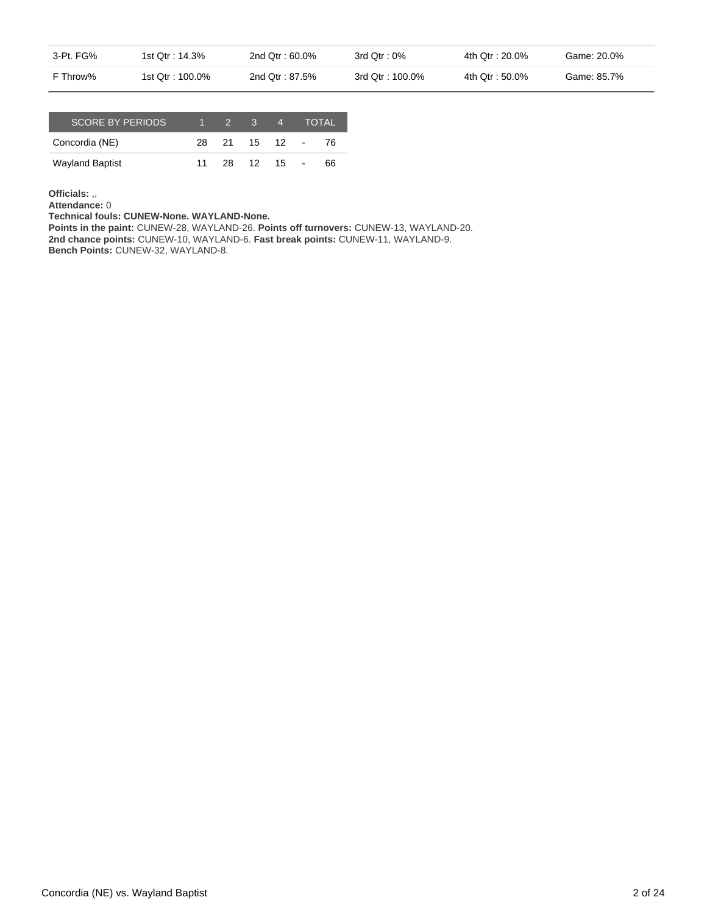| | | | | | |
|---|---|---|---|---|---|
| 3-Pt. FG% | 1st Qtr : 14.3% | 2nd Qtr : 60.0% | 3rd Qtr : 0% | 4th Qtr : 20.0% | Game: 20.0% |
| F Throw% | 1st Qtr : 100.0% | 2nd Qtr : 87.5% | 3rd Qtr : 100.0% | 4th Qtr : 50.0% | Game: 85.7% |

| SCORE BY PERIODS | 1 | 2 | 3 | 4 | | TOTAL |
|---|---|---|---|---|---|---|
| Concordia (NE) | 28 | 21 | 15 | 12 | - | 76 |
| Wayland Baptist | 11 | 28 | 12 | 15 | - | 66 |

**Officials:** ,,
**Attendance:** 0
**Technical fouls: CUNEW-None. WAYLAND-None.**
**Points in the paint:** CUNEW-28, WAYLAND-26. **Points off turnovers:** CUNEW-13, WAYLAND-20.
**2nd chance points:** CUNEW-10, WAYLAND-6. **Fast break points:** CUNEW-11, WAYLAND-9.
**Bench Points:** CUNEW-32, WAYLAND-8.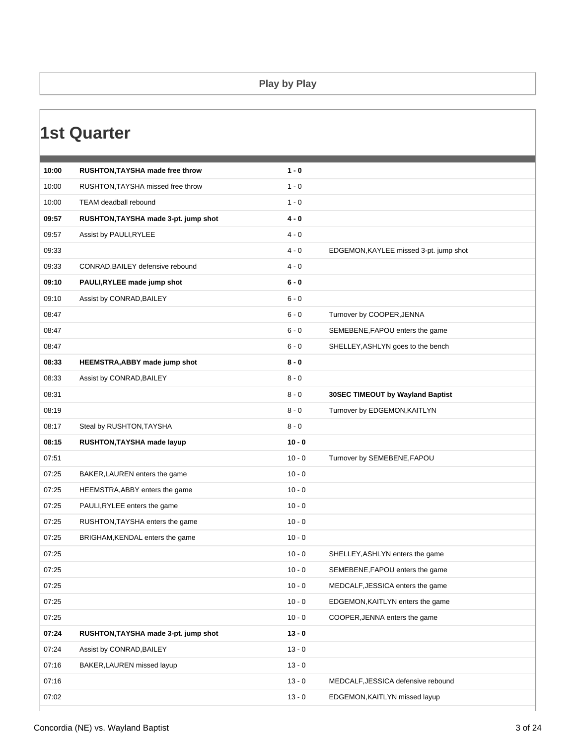## Play by Play

# 1st Quarter

| Time | Concordia (NE) | Score | Wayland Baptist |
|---|---|---|---|
| **10:00** | **RUSHTON,TAYSHA made free throw** | **1 - 0** | |
| 10:00 | RUSHTON,TAYSHA missed free throw | 1 - 0 | |
| 10:00 | TEAM deadball rebound | 1 - 0 | |
| **09:57** | **RUSHTON,TAYSHA made 3-pt. jump shot** | **4 - 0** | |
| 09:57 | Assist by PAULI,RYLEE | 4 - 0 | |
| 09:33 | | 4 - 0 | EDGEMON,KAYLEE missed 3-pt. jump shot |
| 09:33 | CONRAD,BAILEY defensive rebound | 4 - 0 | |
| **09:10** | **PAULI,RYLEE made jump shot** | **6 - 0** | |
| 09:10 | Assist by CONRAD,BAILEY | 6 - 0 | |
| 08:47 | | 6 - 0 | Turnover by COOPER,JENNA |
| 08:47 | | 6 - 0 | SEMEBENE,FAPOU enters the game |
| 08:47 | | 6 - 0 | SHELLEY,ASHLYN goes to the bench |
| **08:33** | **HEEMSTRA,ABBY made jump shot** | **8 - 0** | |
| 08:33 | Assist by CONRAD,BAILEY | 8 - 0 | |
| 08:31 | | 8 - 0 | **30SEC TIMEOUT by Wayland Baptist** |
| 08:19 | | 8 - 0 | Turnover by EDGEMON,KAITLYN |
| 08:17 | Steal by RUSHTON,TAYSHA | 8 - 0 | |
| **08:15** | **RUSHTON,TAYSHA made layup** | **10 - 0** | |
| 07:51 | | 10 - 0 | Turnover by SEMEBENE,FAPOU |
| 07:25 | BAKER,LAUREN enters the game | 10 - 0 | |
| 07:25 | HEEMSTRA,ABBY enters the game | 10 - 0 | |
| 07:25 | PAULI,RYLEE enters the game | 10 - 0 | |
| 07:25 | RUSHTON,TAYSHA enters the game | 10 - 0 | |
| 07:25 | BRIGHAM,KENDAL enters the game | 10 - 0 | |
| 07:25 | | 10 - 0 | SHELLEY,ASHLYN enters the game |
| 07:25 | | 10 - 0 | SEMEBENE,FAPOU enters the game |
| 07:25 | | 10 - 0 | MEDCALF,JESSICA enters the game |
| 07:25 | | 10 - 0 | EDGEMON,KAITLYN enters the game |
| 07:25 | | 10 - 0 | COOPER,JENNA enters the game |
| **07:24** | **RUSHTON,TAYSHA made 3-pt. jump shot** | **13 - 0** | |
| 07:24 | Assist by CONRAD,BAILEY | 13 - 0 | |
| 07:16 | BAKER,LAUREN missed layup | 13 - 0 | |
| 07:16 | | 13 - 0 | MEDCALF,JESSICA defensive rebound |
| 07:02 | | 13 - 0 | EDGEMON,KAITLYN missed layup |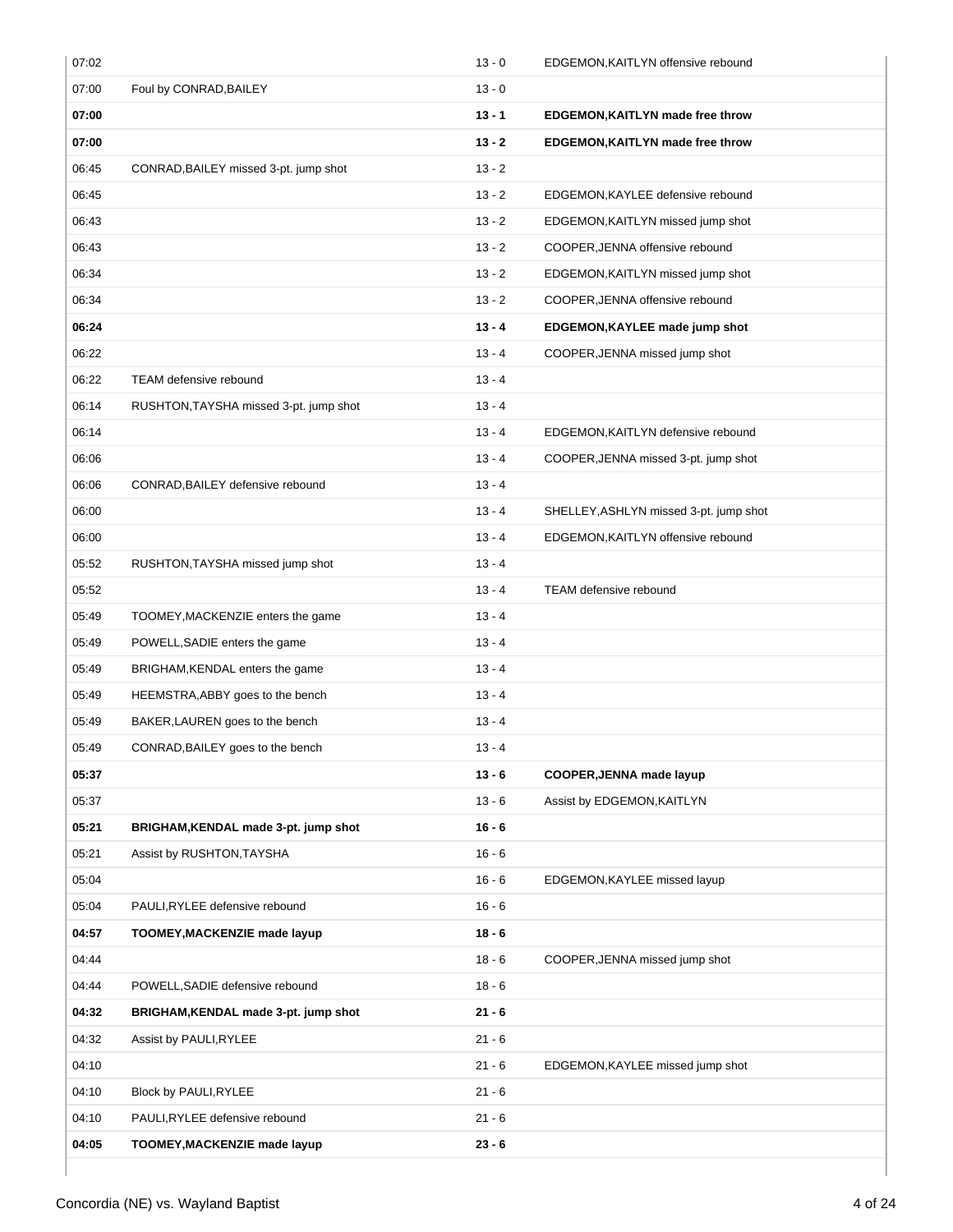| Time | Concordia (NE) | Score | Wayland Baptist |
|---|---|---|---|
| 07:02 | | 13 - 0 | EDGEMON,KAITLYN offensive rebound |
| 07:00 | Foul by CONRAD,BAILEY | 13 - 0 | |
| **07:00** | | **13 - 1** | **EDGEMON,KAITLYN made free throw** |
| **07:00** | | **13 - 2** | **EDGEMON,KAITLYN made free throw** |
| 06:45 | CONRAD,BAILEY missed 3-pt. jump shot | 13 - 2 | |
| 06:45 | | 13 - 2 | EDGEMON,KAYLEE defensive rebound |
| 06:43 | | 13 - 2 | EDGEMON,KAITLYN missed jump shot |
| 06:43 | | 13 - 2 | COOPER,JENNA offensive rebound |
| 06:34 | | 13 - 2 | EDGEMON,KAITLYN missed jump shot |
| 06:34 | | 13 - 2 | COOPER,JENNA offensive rebound |
| **06:24** | | **13 - 4** | **EDGEMON,KAYLEE made jump shot** |
| 06:22 | | 13 - 4 | COOPER,JENNA missed jump shot |
| 06:22 | TEAM defensive rebound | 13 - 4 | |
| 06:14 | RUSHTON,TAYSHA missed 3-pt. jump shot | 13 - 4 | |
| 06:14 | | 13 - 4 | EDGEMON,KAITLYN defensive rebound |
| 06:06 | | 13 - 4 | COOPER,JENNA missed 3-pt. jump shot |
| 06:06 | CONRAD,BAILEY defensive rebound | 13 - 4 | |
| 06:00 | | 13 - 4 | SHELLEY,ASHLYN missed 3-pt. jump shot |
| 06:00 | | 13 - 4 | EDGEMON,KAITLYN offensive rebound |
| 05:52 | RUSHTON,TAYSHA missed jump shot | 13 - 4 | |
| 05:52 | | 13 - 4 | TEAM defensive rebound |
| 05:49 | TOOMEY,MACKENZIE enters the game | 13 - 4 | |
| 05:49 | POWELL,SADIE enters the game | 13 - 4 | |
| 05:49 | BRIGHAM,KENDAL enters the game | 13 - 4 | |
| 05:49 | HEEMSTRA,ABBY goes to the bench | 13 - 4 | |
| 05:49 | BAKER,LAUREN goes to the bench | 13 - 4 | |
| 05:49 | CONRAD,BAILEY goes to the bench | 13 - 4 | |
| **05:37** | | **13 - 6** | **COOPER,JENNA made layup** |
| 05:37 | | 13 - 6 | Assist by EDGEMON,KAITLYN |
| **05:21** | **BRIGHAM,KENDAL made 3-pt. jump shot** | **16 - 6** | |
| 05:21 | Assist by RUSHTON,TAYSHA | 16 - 6 | |
| 05:04 | | 16 - 6 | EDGEMON,KAYLEE missed layup |
| 05:04 | PAULI,RYLEE defensive rebound | 16 - 6 | |
| **04:57** | **TOOMEY,MACKENZIE made layup** | **18 - 6** | |
| 04:44 | | 18 - 6 | COOPER,JENNA missed jump shot |
| 04:44 | POWELL,SADIE defensive rebound | 18 - 6 | |
| **04:32** | **BRIGHAM,KENDAL made 3-pt. jump shot** | **21 - 6** | |
| 04:32 | Assist by PAULI,RYLEE | 21 - 6 | |
| 04:10 | | 21 - 6 | EDGEMON,KAYLEE missed jump shot |
| 04:10 | Block by PAULI,RYLEE | 21 - 6 | |
| 04:10 | PAULI,RYLEE defensive rebound | 21 - 6 | |
| **04:05** | **TOOMEY,MACKENZIE made layup** | **23 - 6** | |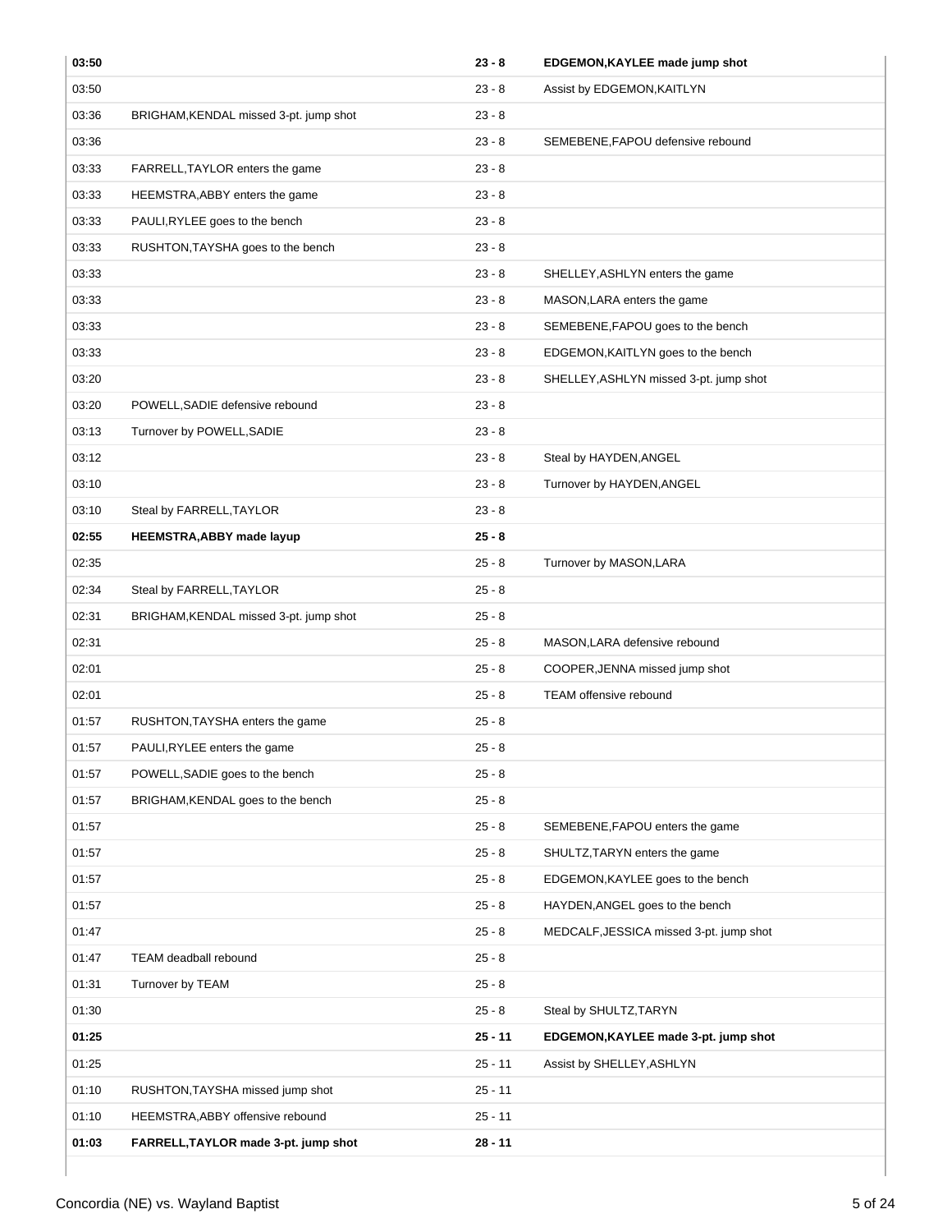| Time | Concordia (NE) | Score | Wayland Baptist |
|---|---|---|---|
| **03:50** | | **23 - 8** | **EDGEMON,KAYLEE made jump shot** |
| 03:50 | | 23 - 8 | Assist by EDGEMON,KAITLYN |
| 03:36 | BRIGHAM,KENDAL missed 3-pt. jump shot | 23 - 8 | |
| 03:36 | | 23 - 8 | SEMEBENE,FAPOU defensive rebound |
| 03:33 | FARRELL,TAYLOR enters the game | 23 - 8 | |
| 03:33 | HEEMSTRA,ABBY enters the game | 23 - 8 | |
| 03:33 | PAULI,RYLEE goes to the bench | 23 - 8 | |
| 03:33 | RUSHTON,TAYSHA goes to the bench | 23 - 8 | |
| 03:33 | | 23 - 8 | SHELLEY,ASHLYN enters the game |
| 03:33 | | 23 - 8 | MASON,LARA enters the game |
| 03:33 | | 23 - 8 | SEMEBENE,FAPOU goes to the bench |
| 03:33 | | 23 - 8 | EDGEMON,KAITLYN goes to the bench |
| 03:20 | | 23 - 8 | SHELLEY,ASHLYN missed 3-pt. jump shot |
| 03:20 | POWELL,SADIE defensive rebound | 23 - 8 | |
| 03:13 | Turnover by POWELL,SADIE | 23 - 8 | |
| 03:12 | | 23 - 8 | Steal by HAYDEN,ANGEL |
| 03:10 | | 23 - 8 | Turnover by HAYDEN,ANGEL |
| 03:10 | Steal by FARRELL,TAYLOR | 23 - 8 | |
| **02:55** | **HEEMSTRA,ABBY made layup** | **25 - 8** | |
| 02:35 | | 25 - 8 | Turnover by MASON,LARA |
| 02:34 | Steal by FARRELL,TAYLOR | 25 - 8 | |
| 02:31 | BRIGHAM,KENDAL missed 3-pt. jump shot | 25 - 8 | |
| 02:31 | | 25 - 8 | MASON,LARA defensive rebound |
| 02:01 | | 25 - 8 | COOPER,JENNA missed jump shot |
| 02:01 | | 25 - 8 | TEAM offensive rebound |
| 01:57 | RUSHTON,TAYSHA enters the game | 25 - 8 | |
| 01:57 | PAULI,RYLEE enters the game | 25 - 8 | |
| 01:57 | POWELL,SADIE goes to the bench | 25 - 8 | |
| 01:57 | BRIGHAM,KENDAL goes to the bench | 25 - 8 | |
| 01:57 | | 25 - 8 | SEMEBENE,FAPOU enters the game |
| 01:57 | | 25 - 8 | SHULTZ,TARYN enters the game |
| 01:57 | | 25 - 8 | EDGEMON,KAYLEE goes to the bench |
| 01:57 | | 25 - 8 | HAYDEN,ANGEL goes to the bench |
| 01:47 | | 25 - 8 | MEDCALF,JESSICA missed 3-pt. jump shot |
| 01:47 | TEAM deadball rebound | 25 - 8 | |
| 01:31 | Turnover by TEAM | 25 - 8 | |
| 01:30 | | 25 - 8 | Steal by SHULTZ,TARYN |
| **01:25** | | **25 - 11** | **EDGEMON,KAYLEE made 3-pt. jump shot** |
| 01:25 | | 25 - 11 | Assist by SHELLEY,ASHLYN |
| 01:10 | RUSHTON,TAYSHA missed jump shot | 25 - 11 | |
| 01:10 | HEEMSTRA,ABBY offensive rebound | 25 - 11 | |
| **01:03** | **FARRELL,TAYLOR made 3-pt. jump shot** | **28 - 11** | |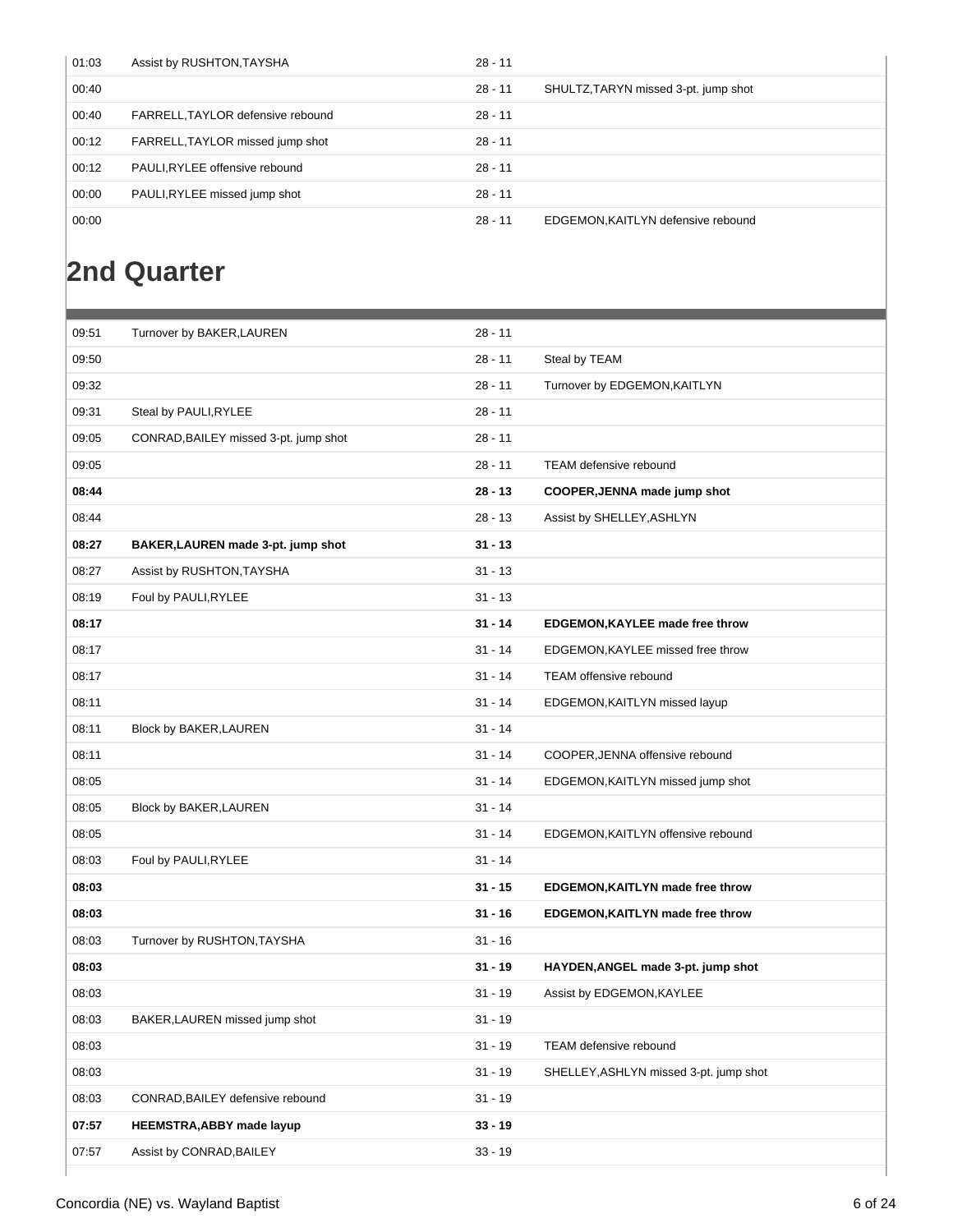| | | | |
|---|---|---|---|
| 01:03 | Assist by RUSHTON,TAYSHA | 28 - 11 | |
| 00:40 | | 28 - 11 | SHULTZ,TARYN missed 3-pt. jump shot |
| 00:40 | FARRELL,TAYLOR defensive rebound | 28 - 11 | |
| 00:12 | FARRELL,TAYLOR missed jump shot | 28 - 11 | |
| 00:12 | PAULI,RYLEE offensive rebound | 28 - 11 | |
| 00:00 | PAULI,RYLEE missed jump shot | 28 - 11 | |
| 00:00 | | 28 - 11 | EDGEMON,KAITLYN defensive rebound |

## 2nd Quarter

| | | | |
|---|---|---|---|
| 09:51 | Turnover by BAKER,LAUREN | 28 - 11 | |
| 09:50 | | 28 - 11 | Steal by TEAM |
| 09:32 | | 28 - 11 | Turnover by EDGEMON,KAITLYN |
| 09:31 | Steal by PAULI,RYLEE | 28 - 11 | |
| 09:05 | CONRAD,BAILEY missed 3-pt. jump shot | 28 - 11 | |
| 09:05 | | 28 - 11 | TEAM defensive rebound |
| **08:44** | | **28 - 13** | **COOPER,JENNA made jump shot** |
| 08:44 | | 28 - 13 | Assist by SHELLEY,ASHLYN |
| **08:27** | **BAKER,LAUREN made 3-pt. jump shot** | **31 - 13** | |
| 08:27 | Assist by RUSHTON,TAYSHA | 31 - 13 | |
| 08:19 | Foul by PAULI,RYLEE | 31 - 13 | |
| **08:17** | | **31 - 14** | **EDGEMON,KAYLEE made free throw** |
| 08:17 | | 31 - 14 | EDGEMON,KAYLEE missed free throw |
| 08:17 | | 31 - 14 | TEAM offensive rebound |
| 08:11 | | 31 - 14 | EDGEMON,KAITLYN missed layup |
| 08:11 | Block by BAKER,LAUREN | 31 - 14 | |
| 08:11 | | 31 - 14 | COOPER,JENNA offensive rebound |
| 08:05 | | 31 - 14 | EDGEMON,KAITLYN missed jump shot |
| 08:05 | Block by BAKER,LAUREN | 31 - 14 | |
| 08:05 | | 31 - 14 | EDGEMON,KAITLYN offensive rebound |
| 08:03 | Foul by PAULI,RYLEE | 31 - 14 | |
| **08:03** | | **31 - 15** | **EDGEMON,KAITLYN made free throw** |
| **08:03** | | **31 - 16** | **EDGEMON,KAITLYN made free throw** |
| 08:03 | Turnover by RUSHTON,TAYSHA | 31 - 16 | |
| **08:03** | | **31 - 19** | **HAYDEN,ANGEL made 3-pt. jump shot** |
| 08:03 | | 31 - 19 | Assist by EDGEMON,KAYLEE |
| 08:03 | BAKER,LAUREN missed jump shot | 31 - 19 | |
| 08:03 | | 31 - 19 | TEAM defensive rebound |
| 08:03 | | 31 - 19 | SHELLEY,ASHLYN missed 3-pt. jump shot |
| 08:03 | CONRAD,BAILEY defensive rebound | 31 - 19 | |
| **07:57** | **HEEMSTRA,ABBY made layup** | **33 - 19** | |
| 07:57 | Assist by CONRAD,BAILEY | 33 - 19 | |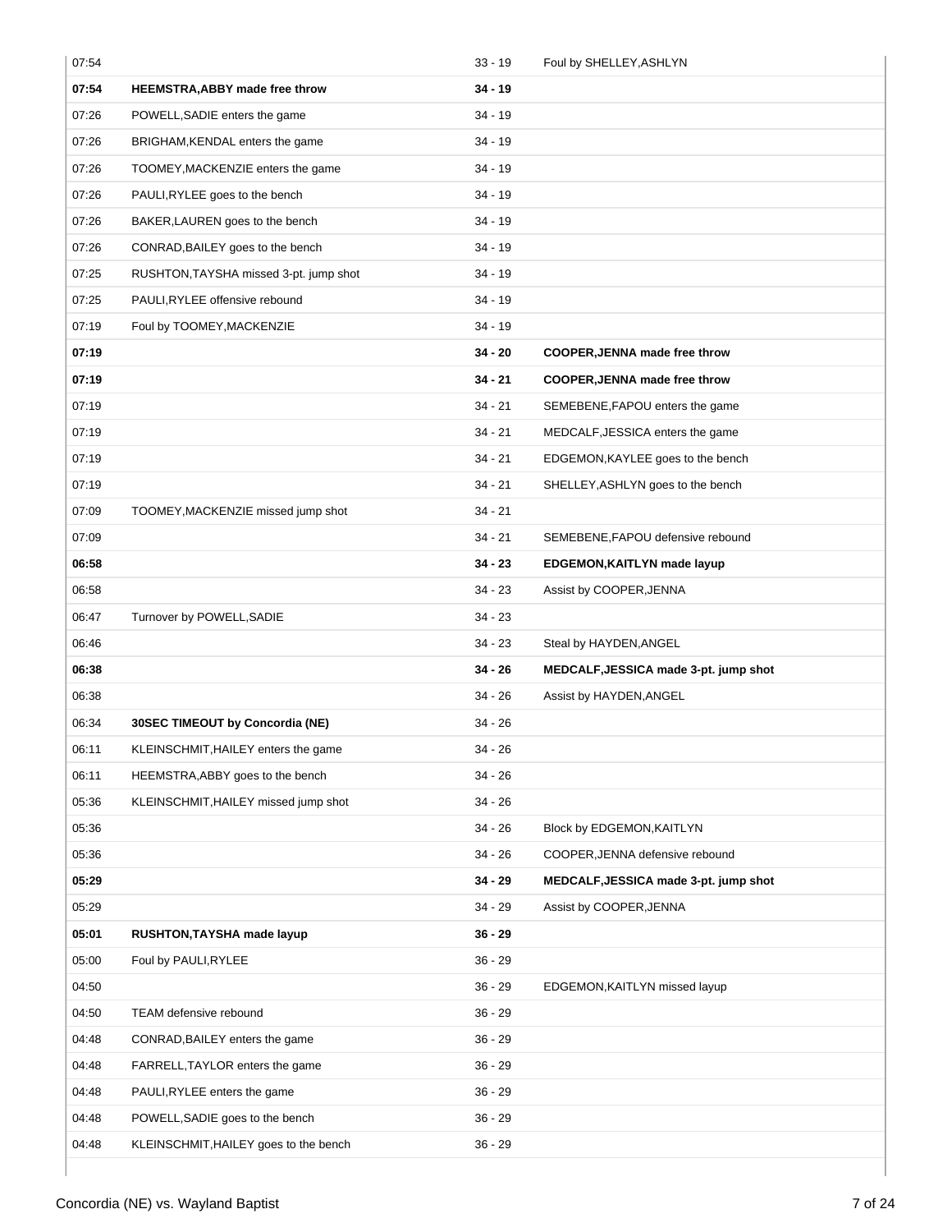| Time | Concordia (NE) | Score | Wayland Baptist |
|---|---|---|---|
| 07:54 | | 33 - 19 | Foul by SHELLEY,ASHLYN |
| **07:54** | **HEEMSTRA,ABBY made free throw** | **34 - 19** | |
| 07:26 | POWELL,SADIE enters the game | 34 - 19 | |
| 07:26 | BRIGHAM,KENDAL enters the game | 34 - 19 | |
| 07:26 | TOOMEY,MACKENZIE enters the game | 34 - 19 | |
| 07:26 | PAULI,RYLEE goes to the bench | 34 - 19 | |
| 07:26 | BAKER,LAUREN goes to the bench | 34 - 19 | |
| 07:26 | CONRAD,BAILEY goes to the bench | 34 - 19 | |
| 07:25 | RUSHTON,TAYSHA missed 3-pt. jump shot | 34 - 19 | |
| 07:25 | PAULI,RYLEE offensive rebound | 34 - 19 | |
| 07:19 | Foul by TOOMEY,MACKENZIE | 34 - 19 | |
| **07:19** | | **34 - 20** | **COOPER,JENNA made free throw** |
| **07:19** | | **34 - 21** | **COOPER,JENNA made free throw** |
| 07:19 | | 34 - 21 | SEMEBENE,FAPOU enters the game |
| 07:19 | | 34 - 21 | MEDCALF,JESSICA enters the game |
| 07:19 | | 34 - 21 | EDGEMON,KAYLEE goes to the bench |
| 07:19 | | 34 - 21 | SHELLEY,ASHLYN goes to the bench |
| 07:09 | TOOMEY,MACKENZIE missed jump shot | 34 - 21 | |
| 07:09 | | 34 - 21 | SEMEBENE,FAPOU defensive rebound |
| **06:58** | | **34 - 23** | **EDGEMON,KAITLYN made layup** |
| 06:58 | | 34 - 23 | Assist by COOPER,JENNA |
| 06:47 | Turnover by POWELL,SADIE | 34 - 23 | |
| 06:46 | | 34 - 23 | Steal by HAYDEN,ANGEL |
| **06:38** | | **34 - 26** | **MEDCALF,JESSICA made 3-pt. jump shot** |
| 06:38 | | 34 - 26 | Assist by HAYDEN,ANGEL |
| 06:34 | **30SEC TIMEOUT by Concordia (NE)** | 34 - 26 | |
| 06:11 | KLEINSCHMIT,HAILEY enters the game | 34 - 26 | |
| 06:11 | HEEMSTRA,ABBY goes to the bench | 34 - 26 | |
| 05:36 | KLEINSCHMIT,HAILEY missed jump shot | 34 - 26 | |
| 05:36 | | 34 - 26 | Block by EDGEMON,KAITLYN |
| 05:36 | | 34 - 26 | COOPER,JENNA defensive rebound |
| **05:29** | | **34 - 29** | **MEDCALF,JESSICA made 3-pt. jump shot** |
| 05:29 | | 34 - 29 | Assist by COOPER,JENNA |
| **05:01** | **RUSHTON,TAYSHA made layup** | **36 - 29** | |
| 05:00 | Foul by PAULI,RYLEE | 36 - 29 | |
| 04:50 | | 36 - 29 | EDGEMON,KAITLYN missed layup |
| 04:50 | TEAM defensive rebound | 36 - 29 | |
| 04:48 | CONRAD,BAILEY enters the game | 36 - 29 | |
| 04:48 | FARRELL,TAYLOR enters the game | 36 - 29 | |
| 04:48 | PAULI,RYLEE enters the game | 36 - 29 | |
| 04:48 | POWELL,SADIE goes to the bench | 36 - 29 | |
| 04:48 | KLEINSCHMIT,HAILEY goes to the bench | 36 - 29 | |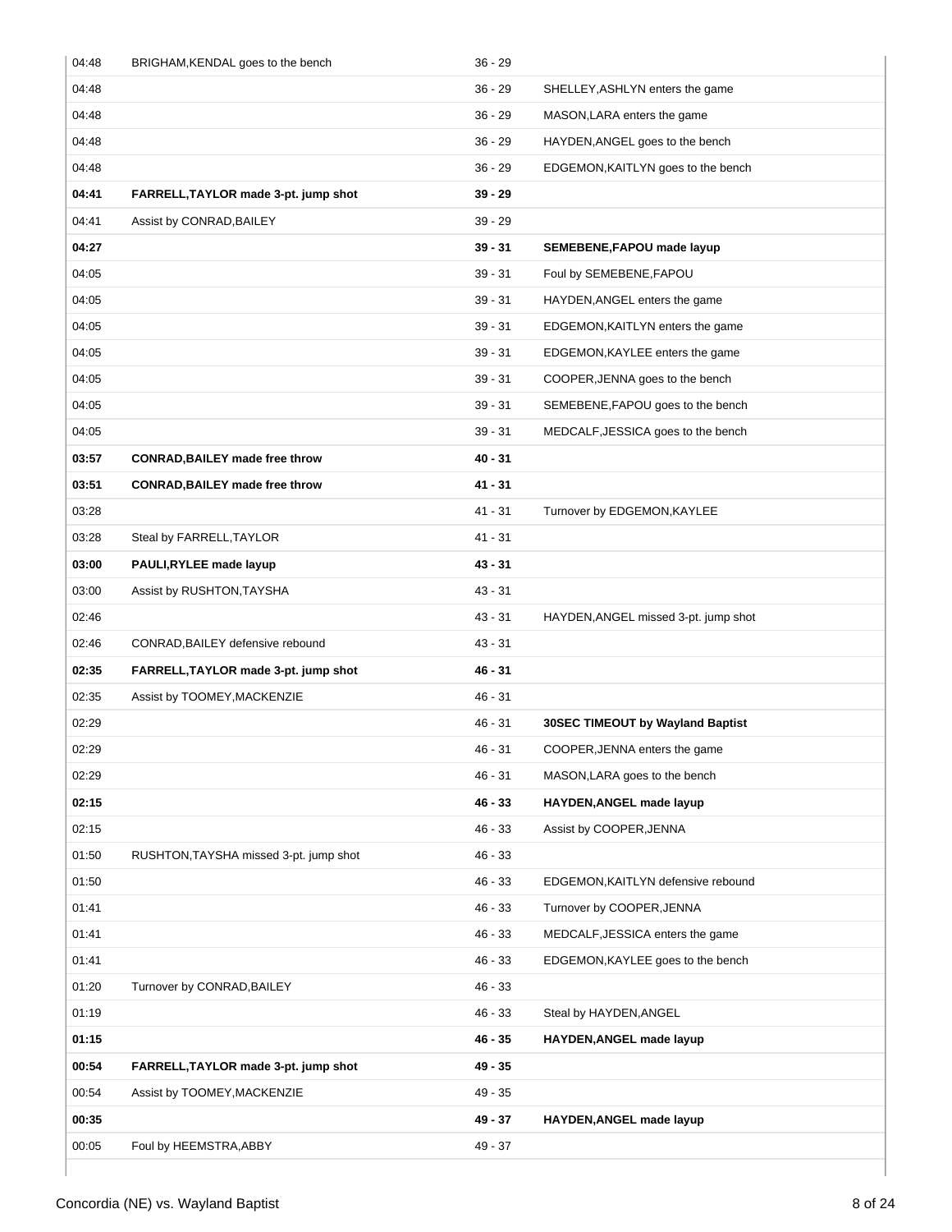| Time | Concordia (NE) | Score | Wayland Baptist |
| --- | --- | --- | --- |
| 04:48 | BRIGHAM,KENDAL goes to the bench | 36 - 29 | |
| 04:48 | | 36 - 29 | SHELLEY,ASHLYN enters the game |
| 04:48 | | 36 - 29 | MASON,LARA enters the game |
| 04:48 | | 36 - 29 | HAYDEN,ANGEL goes to the bench |
| 04:48 | | 36 - 29 | EDGEMON,KAITLYN goes to the bench |
| **04:41** | **FARRELL,TAYLOR made 3-pt. jump shot** | **39 - 29** | |
| 04:41 | Assist by CONRAD,BAILEY | 39 - 29 | |
| **04:27** | | **39 - 31** | **SEMEBENE,FAPOU made layup** |
| 04:05 | | 39 - 31 | Foul by SEMEBENE,FAPOU |
| 04:05 | | 39 - 31 | HAYDEN,ANGEL enters the game |
| 04:05 | | 39 - 31 | EDGEMON,KAITLYN enters the game |
| 04:05 | | 39 - 31 | EDGEMON,KAYLEE enters the game |
| 04:05 | | 39 - 31 | COOPER,JENNA goes to the bench |
| 04:05 | | 39 - 31 | SEMEBENE,FAPOU goes to the bench |
| 04:05 | | 39 - 31 | MEDCALF,JESSICA goes to the bench |
| **03:57** | **CONRAD,BAILEY made free throw** | **40 - 31** | |
| **03:51** | **CONRAD,BAILEY made free throw** | **41 - 31** | |
| 03:28 | | 41 - 31 | Turnover by EDGEMON,KAYLEE |
| 03:28 | Steal by FARRELL,TAYLOR | 41 - 31 | |
| **03:00** | **PAULI,RYLEE made layup** | **43 - 31** | |
| 03:00 | Assist by RUSHTON,TAYSHA | 43 - 31 | |
| 02:46 | | 43 - 31 | HAYDEN,ANGEL missed 3-pt. jump shot |
| 02:46 | CONRAD,BAILEY defensive rebound | 43 - 31 | |
| **02:35** | **FARRELL,TAYLOR made 3-pt. jump shot** | **46 - 31** | |
| 02:35 | Assist by TOOMEY,MACKENZIE | 46 - 31 | |
| 02:29 | | 46 - 31 | **30SEC TIMEOUT by Wayland Baptist** |
| 02:29 | | 46 - 31 | COOPER,JENNA enters the game |
| 02:29 | | 46 - 31 | MASON,LARA goes to the bench |
| **02:15** | | **46 - 33** | **HAYDEN,ANGEL made layup** |
| 02:15 | | 46 - 33 | Assist by COOPER,JENNA |
| 01:50 | RUSHTON,TAYSHA missed 3-pt. jump shot | 46 - 33 | |
| 01:50 | | 46 - 33 | EDGEMON,KAITLYN defensive rebound |
| 01:41 | | 46 - 33 | Turnover by COOPER,JENNA |
| 01:41 | | 46 - 33 | MEDCALF,JESSICA enters the game |
| 01:41 | | 46 - 33 | EDGEMON,KAYLEE goes to the bench |
| 01:20 | Turnover by CONRAD,BAILEY | 46 - 33 | |
| 01:19 | | 46 - 33 | Steal by HAYDEN,ANGEL |
| **01:15** | | **46 - 35** | **HAYDEN,ANGEL made layup** |
| **00:54** | **FARRELL,TAYLOR made 3-pt. jump shot** | **49 - 35** | |
| 00:54 | Assist by TOOMEY,MACKENZIE | 49 - 35 | |
| **00:35** | | **49 - 37** | **HAYDEN,ANGEL made layup** |
| 00:05 | Foul by HEEMSTRA,ABBY | 49 - 37 | |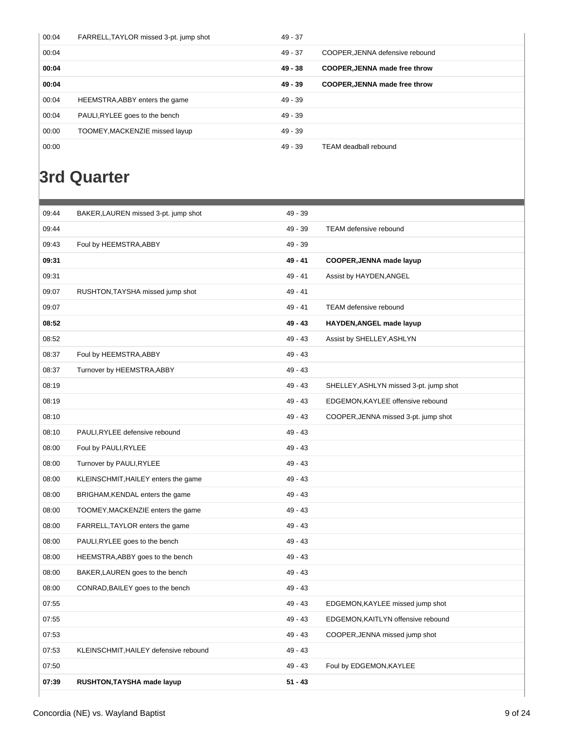| | | | |
|---|---|---|---|
| 00:04 | FARRELL,TAYLOR missed 3-pt. jump shot | 49 - 37 | |
| 00:04 | | 49 - 37 | COOPER,JENNA defensive rebound |
| **00:04** | | **49 - 38** | **COOPER,JENNA made free throw** |
| **00:04** | | **49 - 39** | **COOPER,JENNA made free throw** |
| 00:04 | HEEMSTRA,ABBY enters the game | 49 - 39 | |
| 00:04 | PAULI,RYLEE goes to the bench | 49 - 39 | |
| 00:00 | TOOMEY,MACKENZIE missed layup | 49 - 39 | |
| 00:00 | | 49 - 39 | TEAM deadball rebound |

# 3rd Quarter

| | | | |
|---|---|---|---|
| 09:44 | BAKER,LAUREN missed 3-pt. jump shot | 49 - 39 | |
| 09:44 | | 49 - 39 | TEAM defensive rebound |
| 09:43 | Foul by HEEMSTRA,ABBY | 49 - 39 | |
| **09:31** | | **49 - 41** | **COOPER,JENNA made layup** |
| 09:31 | | 49 - 41 | Assist by HAYDEN,ANGEL |
| 09:07 | RUSHTON,TAYSHA missed jump shot | 49 - 41 | |
| 09:07 | | 49 - 41 | TEAM defensive rebound |
| **08:52** | | **49 - 43** | **HAYDEN,ANGEL made layup** |
| 08:52 | | 49 - 43 | Assist by SHELLEY,ASHLYN |
| 08:37 | Foul by HEEMSTRA,ABBY | 49 - 43 | |
| 08:37 | Turnover by HEEMSTRA,ABBY | 49 - 43 | |
| 08:19 | | 49 - 43 | SHELLEY,ASHLYN missed 3-pt. jump shot |
| 08:19 | | 49 - 43 | EDGEMON,KAYLEE offensive rebound |
| 08:10 | | 49 - 43 | COOPER,JENNA missed 3-pt. jump shot |
| 08:10 | PAULI,RYLEE defensive rebound | 49 - 43 | |
| 08:00 | Foul by PAULI,RYLEE | 49 - 43 | |
| 08:00 | Turnover by PAULI,RYLEE | 49 - 43 | |
| 08:00 | KLEINSCHMIT,HAILEY enters the game | 49 - 43 | |
| 08:00 | BRIGHAM,KENDAL enters the game | 49 - 43 | |
| 08:00 | TOOMEY,MACKENZIE enters the game | 49 - 43 | |
| 08:00 | FARRELL,TAYLOR enters the game | 49 - 43 | |
| 08:00 | PAULI,RYLEE goes to the bench | 49 - 43 | |
| 08:00 | HEEMSTRA,ABBY goes to the bench | 49 - 43 | |
| 08:00 | BAKER,LAUREN goes to the bench | 49 - 43 | |
| 08:00 | CONRAD,BAILEY goes to the bench | 49 - 43 | |
| 07:55 | | 49 - 43 | EDGEMON,KAYLEE missed jump shot |
| 07:55 | | 49 - 43 | EDGEMON,KAITLYN offensive rebound |
| 07:53 | | 49 - 43 | COOPER,JENNA missed jump shot |
| 07:53 | KLEINSCHMIT,HAILEY defensive rebound | 49 - 43 | |
| 07:50 | | 49 - 43 | Foul by EDGEMON,KAYLEE |
| **07:39** | **RUSHTON,TAYSHA made layup** | **51 - 43** | |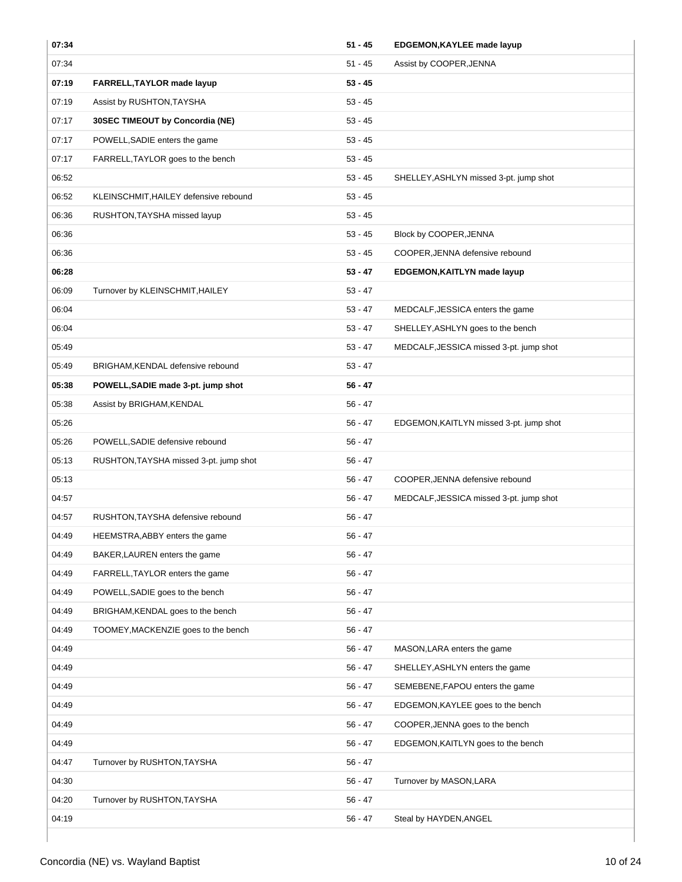| Time | Concordia (NE) | Score | Wayland Baptist |
|---|---|---|---|
| **07:34** | | **51 - 45** | **EDGEMON,KAYLEE made layup** |
| 07:34 | | 51 - 45 | Assist by COOPER,JENNA |
| **07:19** | **FARRELL,TAYLOR made layup** | **53 - 45** | |
| 07:19 | Assist by RUSHTON,TAYSHA | 53 - 45 | |
| 07:17 | **30SEC TIMEOUT by Concordia (NE)** | 53 - 45 | |
| 07:17 | POWELL,SADIE enters the game | 53 - 45 | |
| 07:17 | FARRELL,TAYLOR goes to the bench | 53 - 45 | |
| 06:52 | | 53 - 45 | SHELLEY,ASHLYN missed 3-pt. jump shot |
| 06:52 | KLEINSCHMIT,HAILEY defensive rebound | 53 - 45 | |
| 06:36 | RUSHTON,TAYSHA missed layup | 53 - 45 | |
| 06:36 | | 53 - 45 | Block by COOPER,JENNA |
| 06:36 | | 53 - 45 | COOPER,JENNA defensive rebound |
| **06:28** | | **53 - 47** | **EDGEMON,KAITLYN made layup** |
| 06:09 | Turnover by KLEINSCHMIT,HAILEY | 53 - 47 | |
| 06:04 | | 53 - 47 | MEDCALF,JESSICA enters the game |
| 06:04 | | 53 - 47 | SHELLEY,ASHLYN goes to the bench |
| 05:49 | | 53 - 47 | MEDCALF,JESSICA missed 3-pt. jump shot |
| 05:49 | BRIGHAM,KENDAL defensive rebound | 53 - 47 | |
| **05:38** | **POWELL,SADIE made 3-pt. jump shot** | **56 - 47** | |
| 05:38 | Assist by BRIGHAM,KENDAL | 56 - 47 | |
| 05:26 | | 56 - 47 | EDGEMON,KAITLYN missed 3-pt. jump shot |
| 05:26 | POWELL,SADIE defensive rebound | 56 - 47 | |
| 05:13 | RUSHTON,TAYSHA missed 3-pt. jump shot | 56 - 47 | |
| 05:13 | | 56 - 47 | COOPER,JENNA defensive rebound |
| 04:57 | | 56 - 47 | MEDCALF,JESSICA missed 3-pt. jump shot |
| 04:57 | RUSHTON,TAYSHA defensive rebound | 56 - 47 | |
| 04:49 | HEEMSTRA,ABBY enters the game | 56 - 47 | |
| 04:49 | BAKER,LAUREN enters the game | 56 - 47 | |
| 04:49 | FARRELL,TAYLOR enters the game | 56 - 47 | |
| 04:49 | POWELL,SADIE goes to the bench | 56 - 47 | |
| 04:49 | BRIGHAM,KENDAL goes to the bench | 56 - 47 | |
| 04:49 | TOOMEY,MACKENZIE goes to the bench | 56 - 47 | |
| 04:49 | | 56 - 47 | MASON,LARA enters the game |
| 04:49 | | 56 - 47 | SHELLEY,ASHLYN enters the game |
| 04:49 | | 56 - 47 | SEMEBENE,FAPOU enters the game |
| 04:49 | | 56 - 47 | EDGEMON,KAYLEE goes to the bench |
| 04:49 | | 56 - 47 | COOPER,JENNA goes to the bench |
| 04:49 | | 56 - 47 | EDGEMON,KAITLYN goes to the bench |
| 04:47 | Turnover by RUSHTON,TAYSHA | 56 - 47 | |
| 04:30 | | 56 - 47 | Turnover by MASON,LARA |
| 04:20 | Turnover by RUSHTON,TAYSHA | 56 - 47 | |
| 04:19 | | 56 - 47 | Steal by HAYDEN,ANGEL |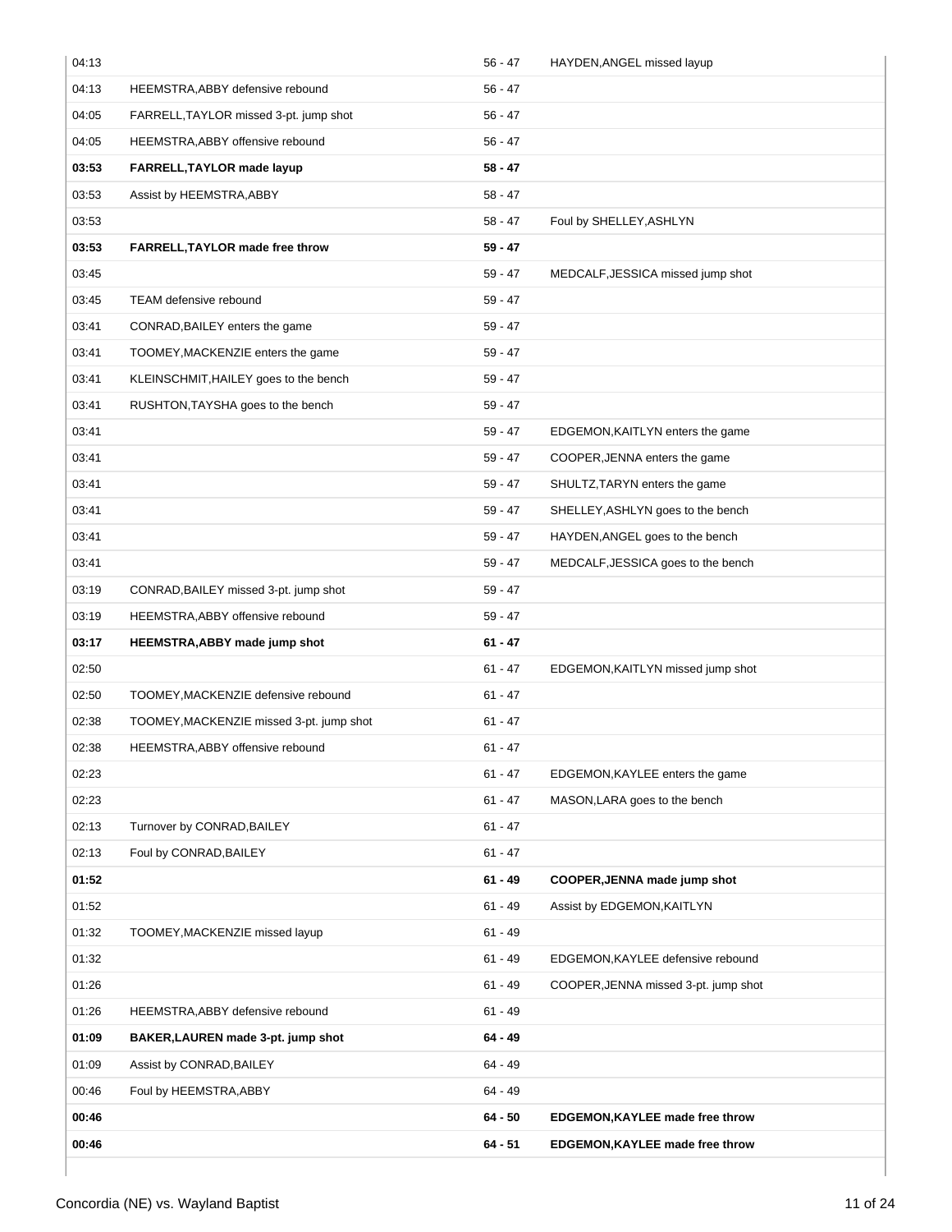| | | | |
|---|---|---|---|
| 04:13 | | 56 - 47 | HAYDEN,ANGEL missed layup |
| 04:13 | HEEMSTRA,ABBY defensive rebound | 56 - 47 | |
| 04:05 | FARRELL,TAYLOR missed 3-pt. jump shot | 56 - 47 | |
| 04:05 | HEEMSTRA,ABBY offensive rebound | 56 - 47 | |
| **03:53** | **FARRELL,TAYLOR made layup** | **58 - 47** | |
| 03:53 | Assist by HEEMSTRA,ABBY | 58 - 47 | |
| 03:53 | | 58 - 47 | Foul by SHELLEY,ASHLYN |
| **03:53** | **FARRELL,TAYLOR made free throw** | **59 - 47** | |
| 03:45 | | 59 - 47 | MEDCALF,JESSICA missed jump shot |
| 03:45 | TEAM defensive rebound | 59 - 47 | |
| 03:41 | CONRAD,BAILEY enters the game | 59 - 47 | |
| 03:41 | TOOMEY,MACKENZIE enters the game | 59 - 47 | |
| 03:41 | KLEINSCHMIT,HAILEY goes to the bench | 59 - 47 | |
| 03:41 | RUSHTON,TAYSHA goes to the bench | 59 - 47 | |
| 03:41 | | 59 - 47 | EDGEMON,KAITLYN enters the game |
| 03:41 | | 59 - 47 | COOPER,JENNA enters the game |
| 03:41 | | 59 - 47 | SHULTZ,TARYN enters the game |
| 03:41 | | 59 - 47 | SHELLEY,ASHLYN goes to the bench |
| 03:41 | | 59 - 47 | HAYDEN,ANGEL goes to the bench |
| 03:41 | | 59 - 47 | MEDCALF,JESSICA goes to the bench |
| 03:19 | CONRAD,BAILEY missed 3-pt. jump shot | 59 - 47 | |
| 03:19 | HEEMSTRA,ABBY offensive rebound | 59 - 47 | |
| **03:17** | **HEEMSTRA,ABBY made jump shot** | **61 - 47** | |
| 02:50 | | 61 - 47 | EDGEMON,KAITLYN missed jump shot |
| 02:50 | TOOMEY,MACKENZIE defensive rebound | 61 - 47 | |
| 02:38 | TOOMEY,MACKENZIE missed 3-pt. jump shot | 61 - 47 | |
| 02:38 | HEEMSTRA,ABBY offensive rebound | 61 - 47 | |
| 02:23 | | 61 - 47 | EDGEMON,KAYLEE enters the game |
| 02:23 | | 61 - 47 | MASON,LARA goes to the bench |
| 02:13 | Turnover by CONRAD,BAILEY | 61 - 47 | |
| 02:13 | Foul by CONRAD,BAILEY | 61 - 47 | |
| **01:52** | | **61 - 49** | **COOPER,JENNA made jump shot** |
| 01:52 | | 61 - 49 | Assist by EDGEMON,KAITLYN |
| 01:32 | TOOMEY,MACKENZIE missed layup | 61 - 49 | |
| 01:32 | | 61 - 49 | EDGEMON,KAYLEE defensive rebound |
| 01:26 | | 61 - 49 | COOPER,JENNA missed 3-pt. jump shot |
| 01:26 | HEEMSTRA,ABBY defensive rebound | 61 - 49 | |
| **01:09** | **BAKER,LAUREN made 3-pt. jump shot** | **64 - 49** | |
| 01:09 | Assist by CONRAD,BAILEY | 64 - 49 | |
| 00:46 | Foul by HEEMSTRA,ABBY | 64 - 49 | |
| **00:46** | | **64 - 50** | **EDGEMON,KAYLEE made free throw** |
| **00:46** | | **64 - 51** | **EDGEMON,KAYLEE made free throw** |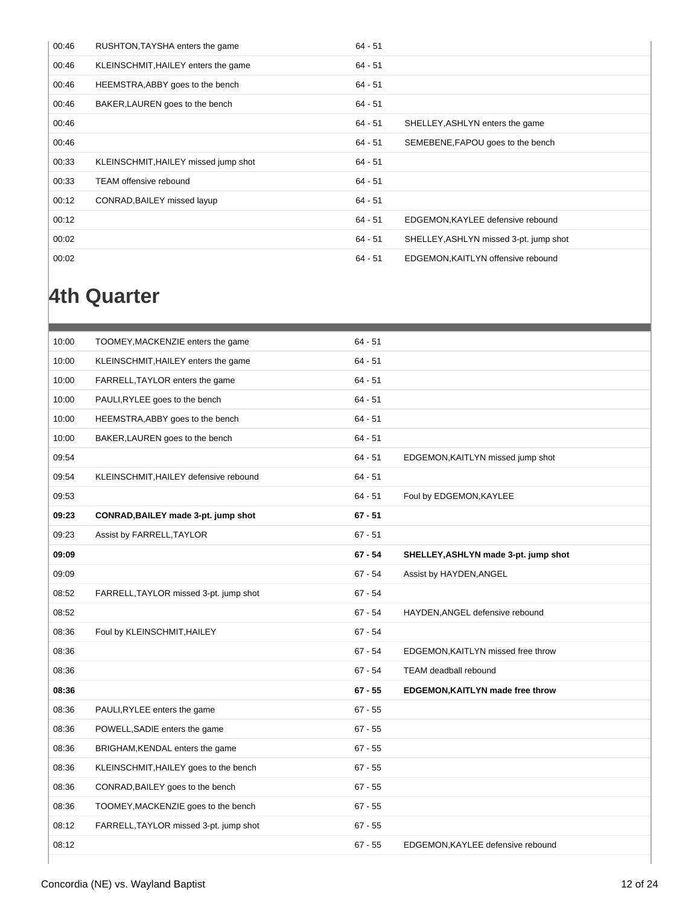| | | | |
|---|---|---|---|
| 00:46 | RUSHTON,TAYSHA enters the game | 64 - 51 | |
| 00:46 | KLEINSCHMIT,HAILEY enters the game | 64 - 51 | |
| 00:46 | HEEMSTRA,ABBY goes to the bench | 64 - 51 | |
| 00:46 | BAKER,LAUREN goes to the bench | 64 - 51 | |
| 00:46 | | 64 - 51 | SHELLEY,ASHLYN enters the game |
| 00:46 | | 64 - 51 | SEMEBENE,FAPOU goes to the bench |
| 00:33 | KLEINSCHMIT,HAILEY missed jump shot | 64 - 51 | |
| 00:33 | TEAM offensive rebound | 64 - 51 | |
| 00:12 | CONRAD,BAILEY missed layup | 64 - 51 | |
| 00:12 | | 64 - 51 | EDGEMON,KAYLEE defensive rebound |
| 00:02 | | 64 - 51 | SHELLEY,ASHLYN missed 3-pt. jump shot |
| 00:02 | | 64 - 51 | EDGEMON,KAITLYN offensive rebound |

# 4th Quarter

| | | | |
|---|---|---|---|
| 10:00 | TOOMEY,MACKENZIE enters the game | 64 - 51 | |
| 10:00 | KLEINSCHMIT,HAILEY enters the game | 64 - 51 | |
| 10:00 | FARRELL,TAYLOR enters the game | 64 - 51 | |
| 10:00 | PAULI,RYLEE goes to the bench | 64 - 51 | |
| 10:00 | HEEMSTRA,ABBY goes to the bench | 64 - 51 | |
| 10:00 | BAKER,LAUREN goes to the bench | 64 - 51 | |
| 09:54 | | 64 - 51 | EDGEMON,KAITLYN missed jump shot |
| 09:54 | KLEINSCHMIT,HAILEY defensive rebound | 64 - 51 | |
| 09:53 | | 64 - 51 | Foul by EDGEMON,KAYLEE |
| **09:23** | **CONRAD,BAILEY made 3-pt. jump shot** | **67 - 51** | |
| 09:23 | Assist by FARRELL,TAYLOR | 67 - 51 | |
| **09:09** | | **67 - 54** | **SHELLEY,ASHLYN made 3-pt. jump shot** |
| 09:09 | | 67 - 54 | Assist by HAYDEN,ANGEL |
| 08:52 | FARRELL,TAYLOR missed 3-pt. jump shot | 67 - 54 | |
| 08:52 | | 67 - 54 | HAYDEN,ANGEL defensive rebound |
| 08:36 | Foul by KLEINSCHMIT,HAILEY | 67 - 54 | |
| 08:36 | | 67 - 54 | EDGEMON,KAITLYN missed free throw |
| 08:36 | | 67 - 54 | TEAM deadball rebound |
| **08:36** | | **67 - 55** | **EDGEMON,KAITLYN made free throw** |
| 08:36 | PAULI,RYLEE enters the game | 67 - 55 | |
| 08:36 | POWELL,SADIE enters the game | 67 - 55 | |
| 08:36 | BRIGHAM,KENDAL enters the game | 67 - 55 | |
| 08:36 | KLEINSCHMIT,HAILEY goes to the bench | 67 - 55 | |
| 08:36 | CONRAD,BAILEY goes to the bench | 67 - 55 | |
| 08:36 | TOOMEY,MACKENZIE goes to the bench | 67 - 55 | |
| 08:12 | FARRELL,TAYLOR missed 3-pt. jump shot | 67 - 55 | |
| 08:12 | | 67 - 55 | EDGEMON,KAYLEE defensive rebound |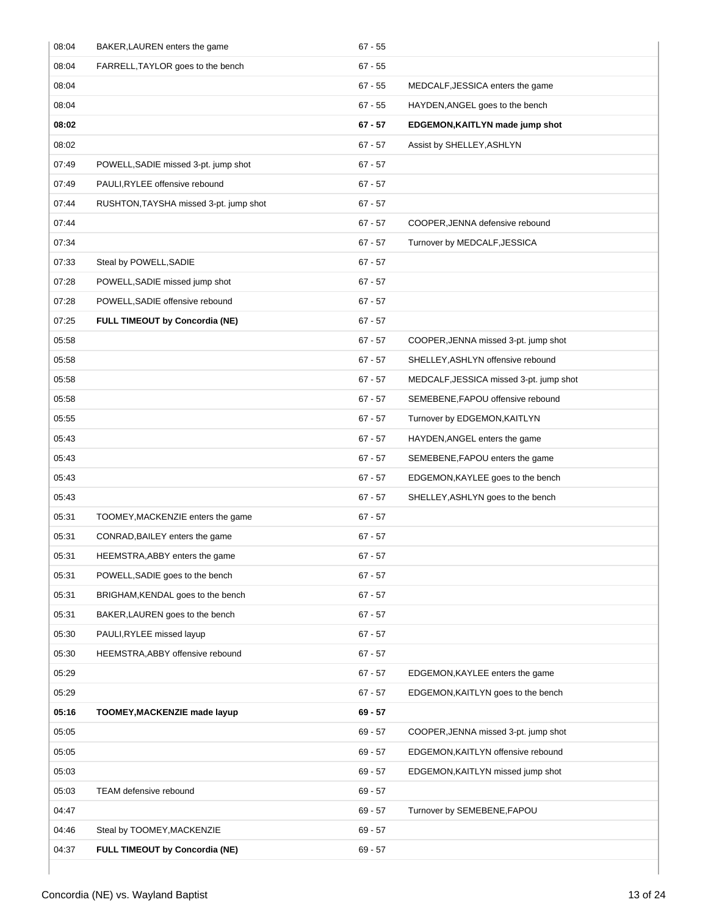| Time | Concordia (NE) | Score | Wayland Baptist |
| --- | --- | --- | --- |
| 08:04 | BAKER,LAUREN enters the game | 67 - 55 | |
| 08:04 | FARRELL,TAYLOR goes to the bench | 67 - 55 | |
| 08:04 | | 67 - 55 | MEDCALF,JESSICA enters the game |
| 08:04 | | 67 - 55 | HAYDEN,ANGEL goes to the bench |
| **08:02** | | **67 - 57** | **EDGEMON,KAITLYN made jump shot** |
| 08:02 | | 67 - 57 | Assist by SHELLEY,ASHLYN |
| 07:49 | POWELL,SADIE missed 3-pt. jump shot | 67 - 57 | |
| 07:49 | PAULI,RYLEE offensive rebound | 67 - 57 | |
| 07:44 | RUSHTON,TAYSHA missed 3-pt. jump shot | 67 - 57 | |
| 07:44 | | 67 - 57 | COOPER,JENNA defensive rebound |
| 07:34 | | 67 - 57 | Turnover by MEDCALF,JESSICA |
| 07:33 | Steal by POWELL,SADIE | 67 - 57 | |
| 07:28 | POWELL,SADIE missed jump shot | 67 - 57 | |
| 07:28 | POWELL,SADIE offensive rebound | 67 - 57 | |
| 07:25 | **FULL TIMEOUT by Concordia (NE)** | 67 - 57 | |
| 05:58 | | 67 - 57 | COOPER,JENNA missed 3-pt. jump shot |
| 05:58 | | 67 - 57 | SHELLEY,ASHLYN offensive rebound |
| 05:58 | | 67 - 57 | MEDCALF,JESSICA missed 3-pt. jump shot |
| 05:58 | | 67 - 57 | SEMEBENE,FAPOU offensive rebound |
| 05:55 | | 67 - 57 | Turnover by EDGEMON,KAITLYN |
| 05:43 | | 67 - 57 | HAYDEN,ANGEL enters the game |
| 05:43 | | 67 - 57 | SEMEBENE,FAPOU enters the game |
| 05:43 | | 67 - 57 | EDGEMON,KAYLEE goes to the bench |
| 05:43 | | 67 - 57 | SHELLEY,ASHLYN goes to the bench |
| 05:31 | TOOMEY,MACKENZIE enters the game | 67 - 57 | |
| 05:31 | CONRAD,BAILEY enters the game | 67 - 57 | |
| 05:31 | HEEMSTRA,ABBY enters the game | 67 - 57 | |
| 05:31 | POWELL,SADIE goes to the bench | 67 - 57 | |
| 05:31 | BRIGHAM,KENDAL goes to the bench | 67 - 57 | |
| 05:31 | BAKER,LAUREN goes to the bench | 67 - 57 | |
| 05:30 | PAULI,RYLEE missed layup | 67 - 57 | |
| 05:30 | HEEMSTRA,ABBY offensive rebound | 67 - 57 | |
| 05:29 | | 67 - 57 | EDGEMON,KAYLEE enters the game |
| 05:29 | | 67 - 57 | EDGEMON,KAITLYN goes to the bench |
| **05:16** | **TOOMEY,MACKENZIE made layup** | **69 - 57** | |
| 05:05 | | 69 - 57 | COOPER,JENNA missed 3-pt. jump shot |
| 05:05 | | 69 - 57 | EDGEMON,KAITLYN offensive rebound |
| 05:03 | | 69 - 57 | EDGEMON,KAITLYN missed jump shot |
| 05:03 | TEAM defensive rebound | 69 - 57 | |
| 04:47 | | 69 - 57 | Turnover by SEMEBENE,FAPOU |
| 04:46 | Steal by TOOMEY,MACKENZIE | 69 - 57 | |
| 04:37 | **FULL TIMEOUT by Concordia (NE)** | 69 - 57 | |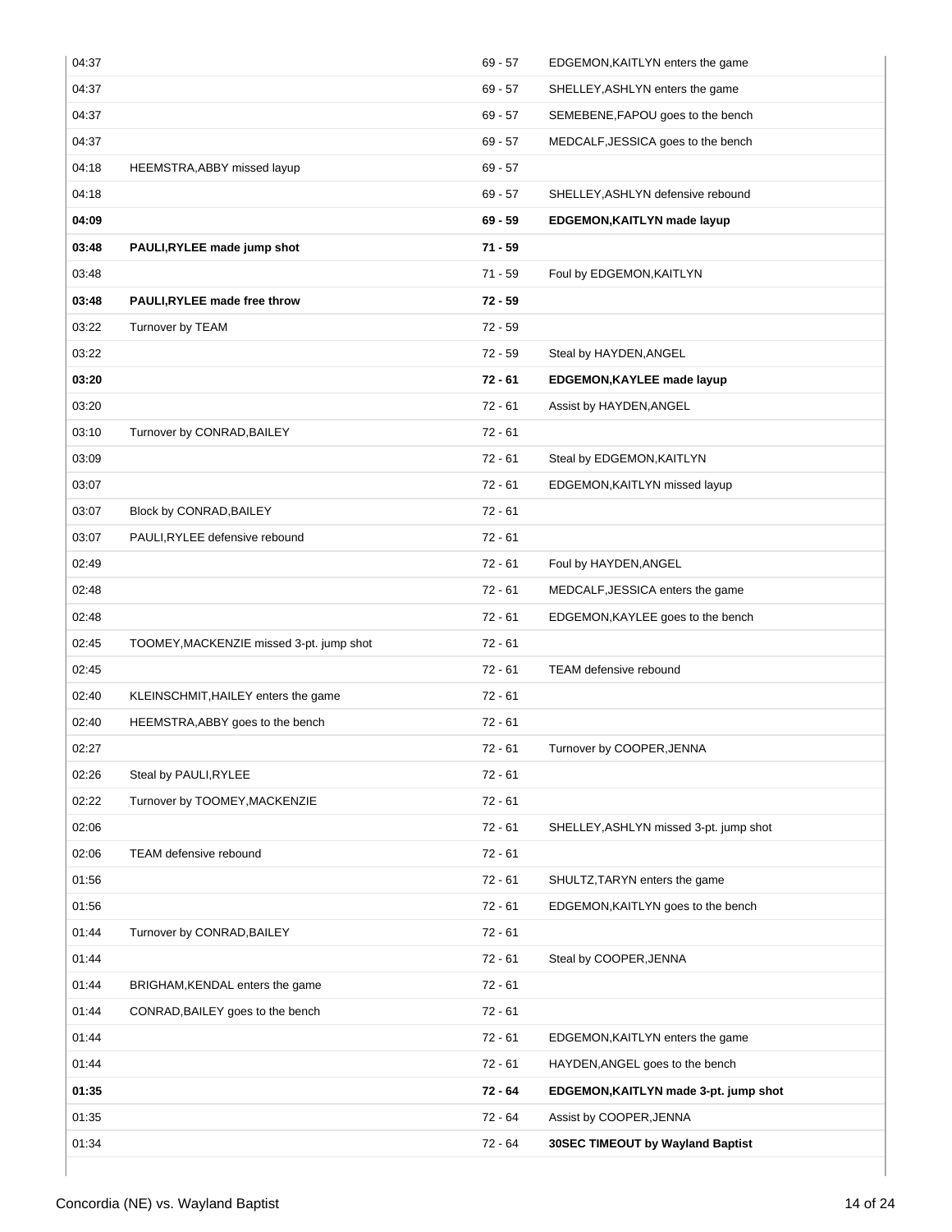| Time | Concordia (NE) | Score | Wayland Baptist |
|---|---|---|---|
| 04:37 | | 69 - 57 | EDGEMON,KAITLYN enters the game |
| 04:37 | | 69 - 57 | SHELLEY,ASHLYN enters the game |
| 04:37 | | 69 - 57 | SEMEBENE,FAPOU goes to the bench |
| 04:37 | | 69 - 57 | MEDCALF,JESSICA goes to the bench |
| 04:18 | HEEMSTRA,ABBY missed layup | 69 - 57 | |
| 04:18 | | 69 - 57 | SHELLEY,ASHLYN defensive rebound |
| **04:09** | | **69 - 59** | **EDGEMON,KAITLYN made layup** |
| **03:48** | **PAULI,RYLEE made jump shot** | **71 - 59** | |
| 03:48 | | 71 - 59 | Foul by EDGEMON,KAITLYN |
| **03:48** | **PAULI,RYLEE made free throw** | **72 - 59** | |
| 03:22 | Turnover by TEAM | 72 - 59 | |
| 03:22 | | 72 - 59 | Steal by HAYDEN,ANGEL |
| **03:20** | | **72 - 61** | **EDGEMON,KAYLEE made layup** |
| 03:20 | | 72 - 61 | Assist by HAYDEN,ANGEL |
| 03:10 | Turnover by CONRAD,BAILEY | 72 - 61 | |
| 03:09 | | 72 - 61 | Steal by EDGEMON,KAITLYN |
| 03:07 | | 72 - 61 | EDGEMON,KAITLYN missed layup |
| 03:07 | Block by CONRAD,BAILEY | 72 - 61 | |
| 03:07 | PAULI,RYLEE defensive rebound | 72 - 61 | |
| 02:49 | | 72 - 61 | Foul by HAYDEN,ANGEL |
| 02:48 | | 72 - 61 | MEDCALF,JESSICA enters the game |
| 02:48 | | 72 - 61 | EDGEMON,KAYLEE goes to the bench |
| 02:45 | TOOMEY,MACKENZIE missed 3-pt. jump shot | 72 - 61 | |
| 02:45 | | 72 - 61 | TEAM defensive rebound |
| 02:40 | KLEINSCHMIT,HAILEY enters the game | 72 - 61 | |
| 02:40 | HEEMSTRA,ABBY goes to the bench | 72 - 61 | |
| 02:27 | | 72 - 61 | Turnover by COOPER,JENNA |
| 02:26 | Steal by PAULI,RYLEE | 72 - 61 | |
| 02:22 | Turnover by TOOMEY,MACKENZIE | 72 - 61 | |
| 02:06 | | 72 - 61 | SHELLEY,ASHLYN missed 3-pt. jump shot |
| 02:06 | TEAM defensive rebound | 72 - 61 | |
| 01:56 | | 72 - 61 | SHULTZ,TARYN enters the game |
| 01:56 | | 72 - 61 | EDGEMON,KAITLYN goes to the bench |
| 01:44 | Turnover by CONRAD,BAILEY | 72 - 61 | |
| 01:44 | | 72 - 61 | Steal by COOPER,JENNA |
| 01:44 | BRIGHAM,KENDAL enters the game | 72 - 61 | |
| 01:44 | CONRAD,BAILEY goes to the bench | 72 - 61 | |
| 01:44 | | 72 - 61 | EDGEMON,KAITLYN enters the game |
| 01:44 | | 72 - 61 | HAYDEN,ANGEL goes to the bench |
| **01:35** | | **72 - 64** | **EDGEMON,KAITLYN made 3-pt. jump shot** |
| 01:35 | | 72 - 64 | Assist by COOPER,JENNA |
| 01:34 | | 72 - 64 | **30SEC TIMEOUT by Wayland Baptist** |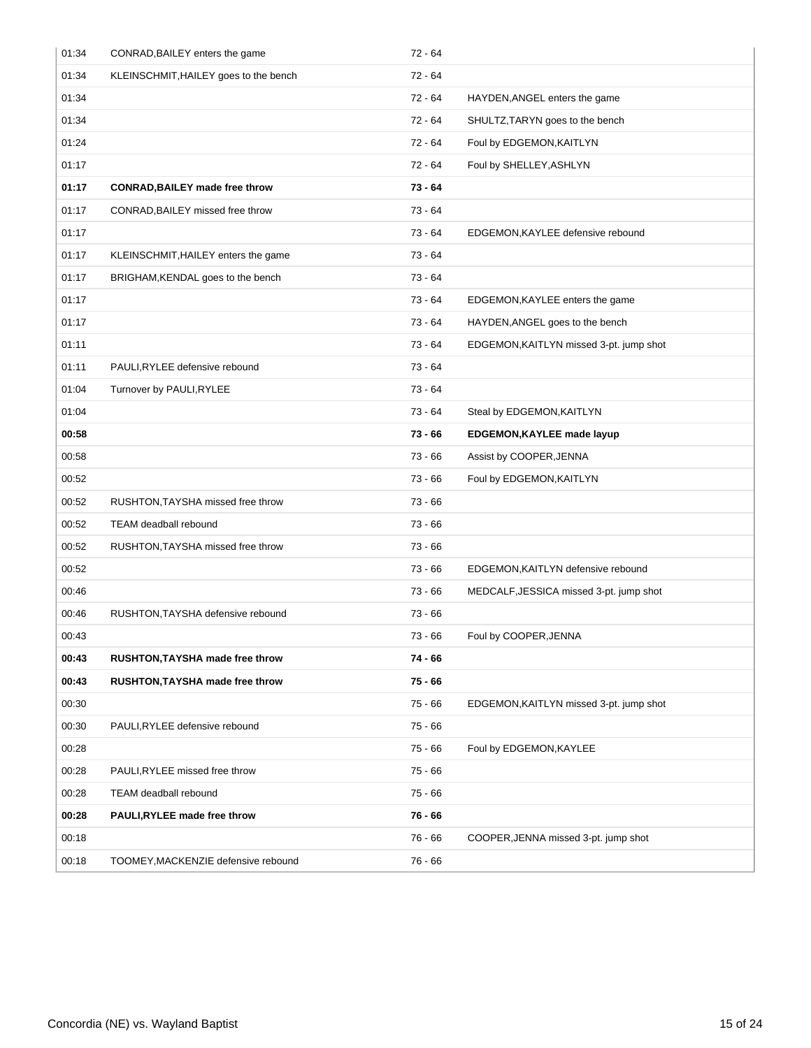| | | | |
|---|---|---|---|
| 01:34 | CONRAD,BAILEY enters the game | 72 - 64 | |
| 01:34 | KLEINSCHMIT,HAILEY goes to the bench | 72 - 64 | |
| 01:34 | | 72 - 64 | HAYDEN,ANGEL enters the game |
| 01:34 | | 72 - 64 | SHULTZ,TARYN goes to the bench |
| 01:24 | | 72 - 64 | Foul by EDGEMON,KAITLYN |
| 01:17 | | 72 - 64 | Foul by SHELLEY,ASHLYN |
| **01:17** | **CONRAD,BAILEY made free throw** | **73 - 64** | |
| 01:17 | CONRAD,BAILEY missed free throw | 73 - 64 | |
| 01:17 | | 73 - 64 | EDGEMON,KAYLEE defensive rebound |
| 01:17 | KLEINSCHMIT,HAILEY enters the game | 73 - 64 | |
| 01:17 | BRIGHAM,KENDAL goes to the bench | 73 - 64 | |
| 01:17 | | 73 - 64 | EDGEMON,KAYLEE enters the game |
| 01:17 | | 73 - 64 | HAYDEN,ANGEL goes to the bench |
| 01:11 | | 73 - 64 | EDGEMON,KAITLYN missed 3-pt. jump shot |
| 01:11 | PAULI,RYLEE defensive rebound | 73 - 64 | |
| 01:04 | Turnover by PAULI,RYLEE | 73 - 64 | |
| 01:04 | | 73 - 64 | Steal by EDGEMON,KAITLYN |
| **00:58** | | **73 - 66** | **EDGEMON,KAYLEE made layup** |
| 00:58 | | 73 - 66 | Assist by COOPER,JENNA |
| 00:52 | | 73 - 66 | Foul by EDGEMON,KAITLYN |
| 00:52 | RUSHTON,TAYSHA missed free throw | 73 - 66 | |
| 00:52 | TEAM deadball rebound | 73 - 66 | |
| 00:52 | RUSHTON,TAYSHA missed free throw | 73 - 66 | |
| 00:52 | | 73 - 66 | EDGEMON,KAITLYN defensive rebound |
| 00:46 | | 73 - 66 | MEDCALF,JESSICA missed 3-pt. jump shot |
| 00:46 | RUSHTON,TAYSHA defensive rebound | 73 - 66 | |
| 00:43 | | 73 - 66 | Foul by COOPER,JENNA |
| **00:43** | **RUSHTON,TAYSHA made free throw** | **74 - 66** | |
| **00:43** | **RUSHTON,TAYSHA made free throw** | **75 - 66** | |
| 00:30 | | 75 - 66 | EDGEMON,KAITLYN missed 3-pt. jump shot |
| 00:30 | PAULI,RYLEE defensive rebound | 75 - 66 | |
| 00:28 | | 75 - 66 | Foul by EDGEMON,KAYLEE |
| 00:28 | PAULI,RYLEE missed free throw | 75 - 66 | |
| 00:28 | TEAM deadball rebound | 75 - 66 | |
| **00:28** | **PAULI,RYLEE made free throw** | **76 - 66** | |
| 00:18 | | 76 - 66 | COOPER,JENNA missed 3-pt. jump shot |
| 00:18 | TOOMEY,MACKENZIE defensive rebound | 76 - 66 | |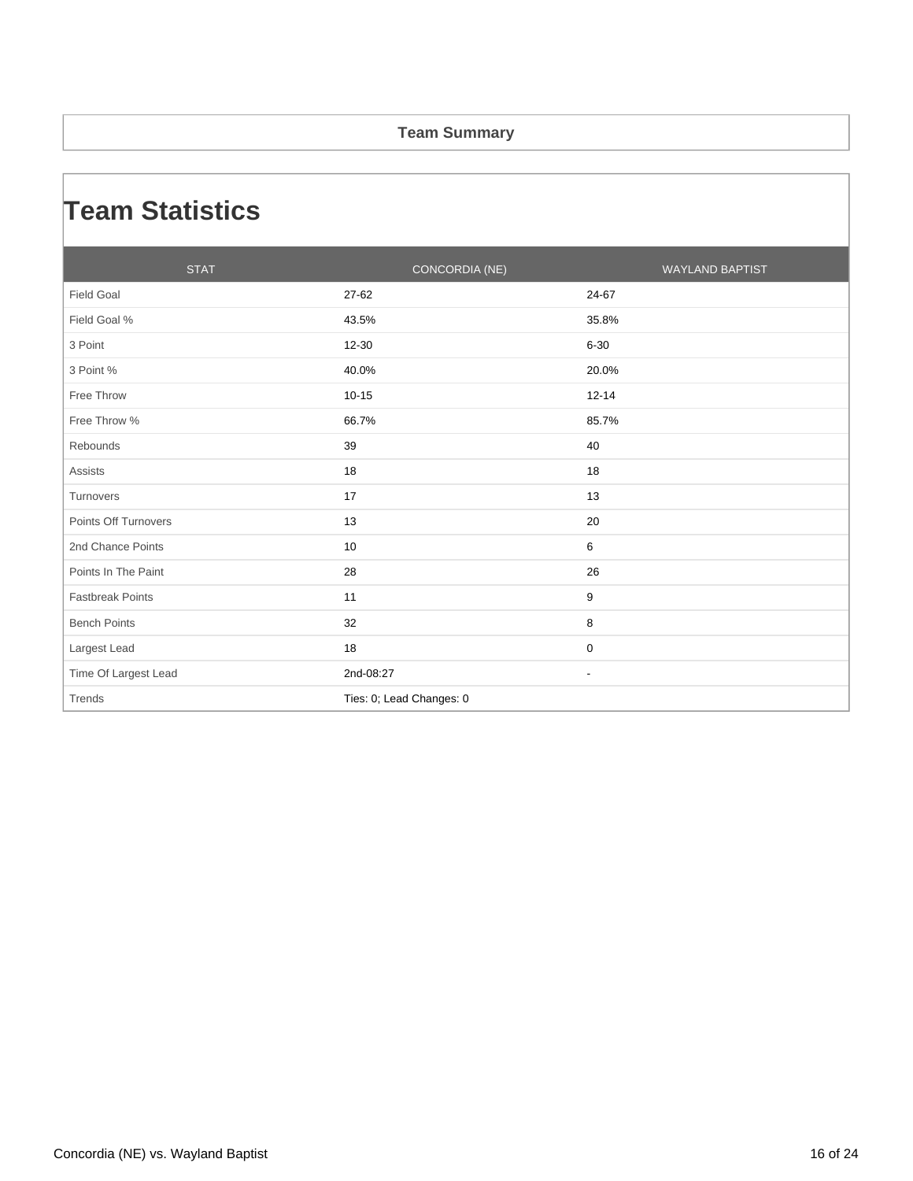## Team Summary

# Team Statistics

| STAT | CONCORDIA (NE) | WAYLAND BAPTIST |
| --- | --- | --- |
| Field Goal | 27-62 | 24-67 |
| Field Goal % | 43.5% | 35.8% |
| 3 Point | 12-30 | 6-30 |
| 3 Point % | 40.0% | 20.0% |
| Free Throw | 10-15 | 12-14 |
| Free Throw % | 66.7% | 85.7% |
| Rebounds | 39 | 40 |
| Assists | 18 | 18 |
| Turnovers | 17 | 13 |
| Points Off Turnovers | 13 | 20 |
| 2nd Chance Points | 10 | 6 |
| Points In The Paint | 28 | 26 |
| Fastbreak Points | 11 | 9 |
| Bench Points | 32 | 8 |
| Largest Lead | 18 | 0 |
| Time Of Largest Lead | 2nd-08:27 | - |
| Trends | Ties: 0; Lead Changes: 0 | |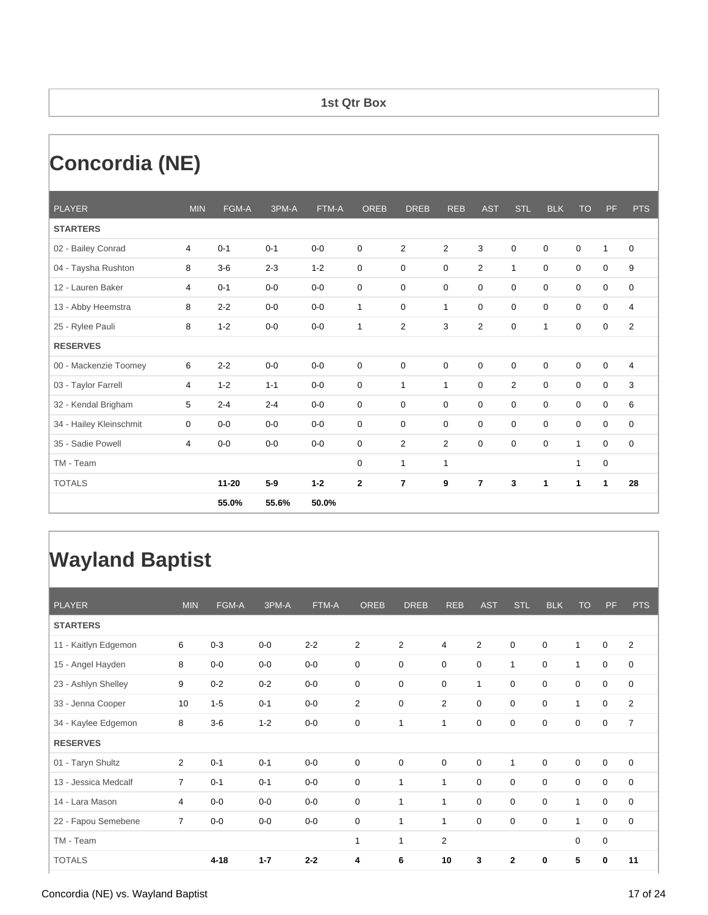**1st Qtr Box**

# Concordia (NE)

| PLAYER | MIN | FGM-A | 3PM-A | FTM-A | OREB | DREB | REB | AST | STL | BLK | TO | PF | PTS |
|---|---|---|---|---|---|---|---|---|---|---|---|---|---|
| **STARTERS** | | | | | | | | | | | | | |
| 02 - Bailey Conrad | 4 | 0-1 | 0-1 | 0-0 | 0 | 2 | 2 | 3 | 0 | 0 | 0 | 1 | 0 |
| 04 - Taysha Rushton | 8 | 3-6 | 2-3 | 1-2 | 0 | 0 | 0 | 2 | 1 | 0 | 0 | 0 | 9 |
| 12 - Lauren Baker | 4 | 0-1 | 0-0 | 0-0 | 0 | 0 | 0 | 0 | 0 | 0 | 0 | 0 | 0 |
| 13 - Abby Heemstra | 8 | 2-2 | 0-0 | 0-0 | 1 | 0 | 1 | 0 | 0 | 0 | 0 | 0 | 4 |
| 25 - Rylee Pauli | 8 | 1-2 | 0-0 | 0-0 | 1 | 2 | 3 | 2 | 0 | 1 | 0 | 0 | 2 |
| **RESERVES** | | | | | | | | | | | | | |
| 00 - Mackenzie Toomey | 6 | 2-2 | 0-0 | 0-0 | 0 | 0 | 0 | 0 | 0 | 0 | 0 | 0 | 4 |
| 03 - Taylor Farrell | 4 | 1-2 | 1-1 | 0-0 | 0 | 1 | 1 | 0 | 2 | 0 | 0 | 0 | 3 |
| 32 - Kendal Brigham | 5 | 2-4 | 2-4 | 0-0 | 0 | 0 | 0 | 0 | 0 | 0 | 0 | 0 | 6 |
| 34 - Hailey Kleinschmit | 0 | 0-0 | 0-0 | 0-0 | 0 | 0 | 0 | 0 | 0 | 0 | 0 | 0 | 0 |
| 35 - Sadie Powell | 4 | 0-0 | 0-0 | 0-0 | 0 | 2 | 2 | 0 | 0 | 0 | 1 | 0 | 0 |
| TM - Team | | | | | 0 | 1 | 1 | | | | 1 | 0 | |
| TOTALS | | **11-20** | **5-9** | **1-2** | **2** | **7** | **9** | **7** | **3** | **1** | **1** | **1** | **28** |
| | | **55.0%** | **55.6%** | **50.0%** | | | | | | | | | |

# Wayland Baptist

| PLAYER | MIN | FGM-A | 3PM-A | FTM-A | OREB | DREB | REB | AST | STL | BLK | TO | PF | PTS |
|---|---|---|---|---|---|---|---|---|---|---|---|---|---|
| **STARTERS** | | | | | | | | | | | | | |
| 11 - Kaitlyn Edgemon | 6 | 0-3 | 0-0 | 2-2 | 2 | 2 | 4 | 2 | 0 | 0 | 1 | 0 | 2 |
| 15 - Angel Hayden | 8 | 0-0 | 0-0 | 0-0 | 0 | 0 | 0 | 0 | 1 | 0 | 1 | 0 | 0 |
| 23 - Ashlyn Shelley | 9 | 0-2 | 0-2 | 0-0 | 0 | 0 | 0 | 1 | 0 | 0 | 0 | 0 | 0 |
| 33 - Jenna Cooper | 10 | 1-5 | 0-1 | 0-0 | 2 | 0 | 2 | 0 | 0 | 0 | 1 | 0 | 2 |
| 34 - Kaylee Edgemon | 8 | 3-6 | 1-2 | 0-0 | 0 | 1 | 1 | 0 | 0 | 0 | 0 | 0 | 7 |
| **RESERVES** | | | | | | | | | | | | | |
| 01 - Taryn Shultz | 2 | 0-1 | 0-1 | 0-0 | 0 | 0 | 0 | 0 | 1 | 0 | 0 | 0 | 0 |
| 13 - Jessica Medcalf | 7 | 0-1 | 0-1 | 0-0 | 0 | 1 | 1 | 0 | 0 | 0 | 0 | 0 | 0 |
| 14 - Lara Mason | 4 | 0-0 | 0-0 | 0-0 | 0 | 1 | 1 | 0 | 0 | 0 | 1 | 0 | 0 |
| 22 - Fapou Semebene | 7 | 0-0 | 0-0 | 0-0 | 0 | 1 | 1 | 0 | 0 | 0 | 1 | 0 | 0 |
| TM - Team | | | | | 1 | 1 | 2 | | | | 0 | 0 | |
| TOTALS | | **4-18** | **1-7** | **2-2** | **4** | **6** | **10** | **3** | **2** | **0** | **5** | **0** | **11** |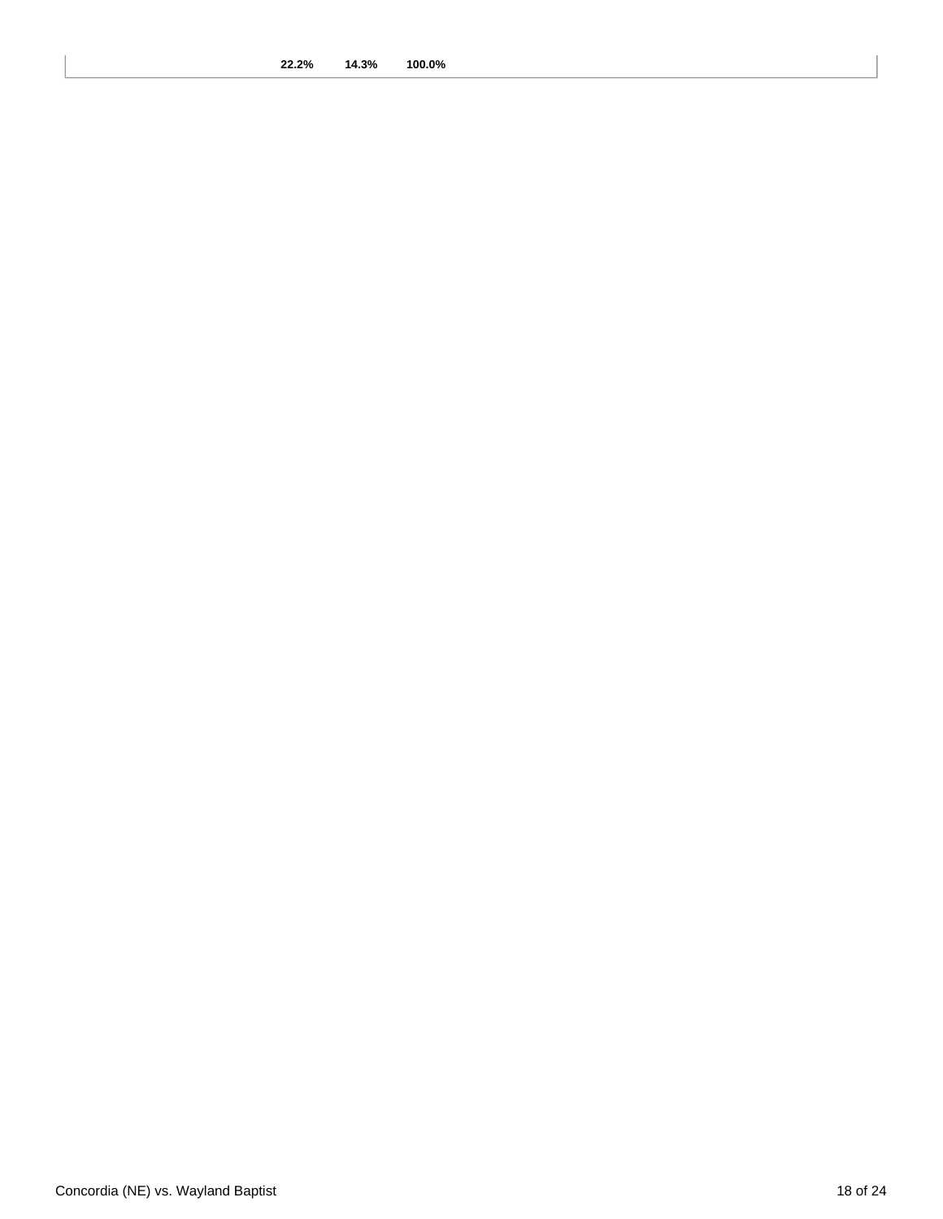| | | | |
|---|---|---|---|
| | **22.2%** | **14.3%** | **100.0%** |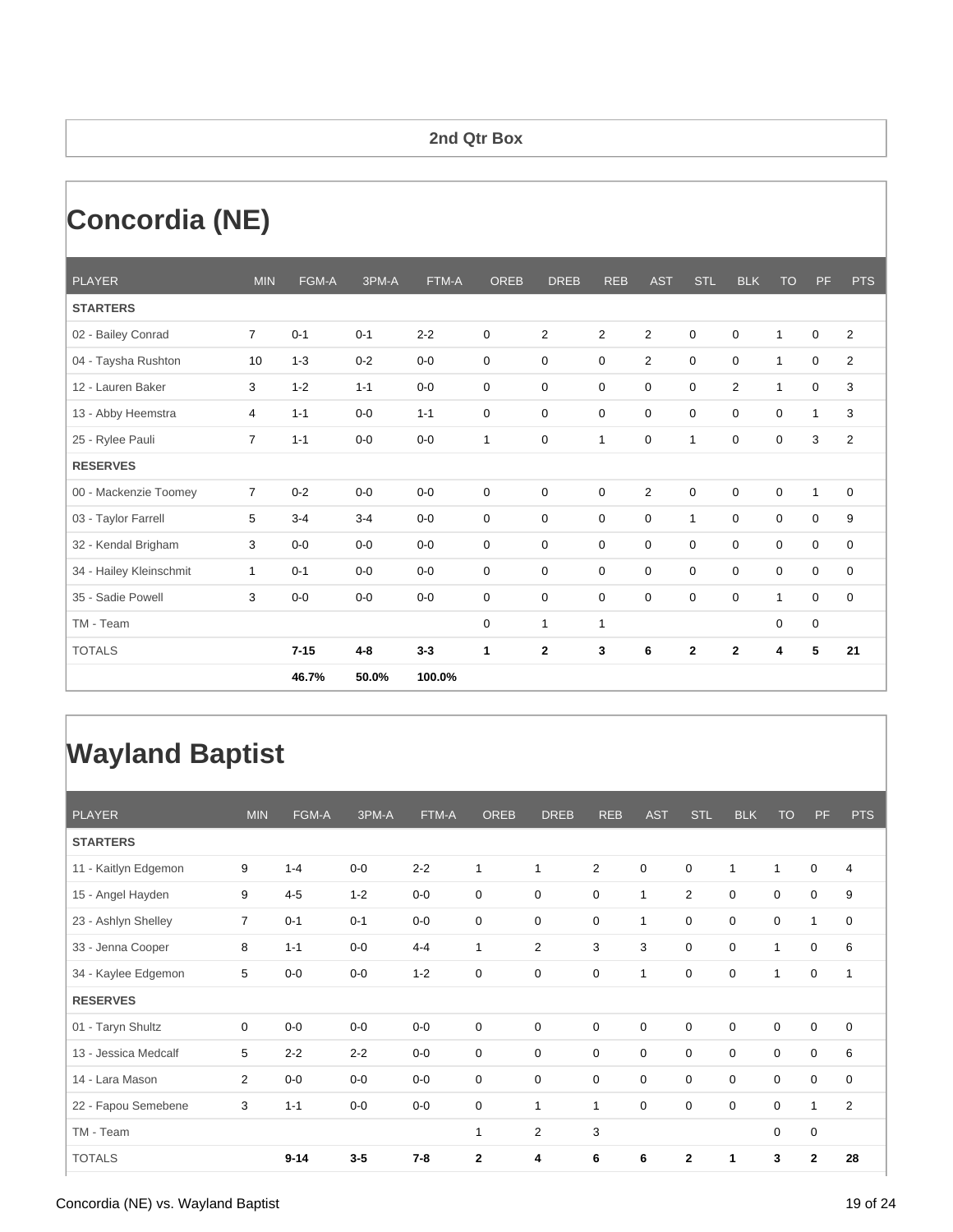## 2nd Qtr Box

# Concordia (NE)

| PLAYER | MIN | FGM-A | 3PM-A | FTM-A | OREB | DREB | REB | AST | STL | BLK | TO | PF | PTS |
|---|---|---|---|---|---|---|---|---|---|---|---|---|---|
| **STARTERS** | | | | | | | | | | | | | |
| 02 - Bailey Conrad | 7 | 0-1 | 0-1 | 2-2 | 0 | 2 | 2 | 2 | 0 | 0 | 1 | 0 | 2 |
| 04 - Taysha Rushton | 10 | 1-3 | 0-2 | 0-0 | 0 | 0 | 0 | 2 | 0 | 0 | 1 | 0 | 2 |
| 12 - Lauren Baker | 3 | 1-2 | 1-1 | 0-0 | 0 | 0 | 0 | 0 | 0 | 2 | 1 | 0 | 3 |
| 13 - Abby Heemstra | 4 | 1-1 | 0-0 | 1-1 | 0 | 0 | 0 | 0 | 0 | 0 | 0 | 1 | 3 |
| 25 - Rylee Pauli | 7 | 1-1 | 0-0 | 0-0 | 1 | 0 | 1 | 0 | 1 | 0 | 0 | 3 | 2 |
| **RESERVES** | | | | | | | | | | | | | |
| 00 - Mackenzie Toomey | 7 | 0-2 | 0-0 | 0-0 | 0 | 0 | 0 | 2 | 0 | 0 | 0 | 1 | 0 |
| 03 - Taylor Farrell | 5 | 3-4 | 3-4 | 0-0 | 0 | 0 | 0 | 0 | 1 | 0 | 0 | 0 | 9 |
| 32 - Kendal Brigham | 3 | 0-0 | 0-0 | 0-0 | 0 | 0 | 0 | 0 | 0 | 0 | 0 | 0 | 0 |
| 34 - Hailey Kleinschmit | 1 | 0-1 | 0-0 | 0-0 | 0 | 0 | 0 | 0 | 0 | 0 | 0 | 0 | 0 |
| 35 - Sadie Powell | 3 | 0-0 | 0-0 | 0-0 | 0 | 0 | 0 | 0 | 0 | 0 | 1 | 0 | 0 |
| TM - Team | | | | | 0 | 1 | 1 | | | | 0 | 0 | |
| TOTALS | | **7-15** | **4-8** | **3-3** | **1** | **2** | **3** | **6** | **2** | **2** | **4** | **5** | **21** |
| | | **46.7%** | **50.0%** | **100.0%** | | | | | | | | | |

# Wayland Baptist

| PLAYER | MIN | FGM-A | 3PM-A | FTM-A | OREB | DREB | REB | AST | STL | BLK | TO | PF | PTS |
|---|---|---|---|---|---|---|---|---|---|---|---|---|---|
| **STARTERS** | | | | | | | | | | | | | |
| 11 - Kaitlyn Edgemon | 9 | 1-4 | 0-0 | 2-2 | 1 | 1 | 2 | 0 | 0 | 1 | 1 | 0 | 4 |
| 15 - Angel Hayden | 9 | 4-5 | 1-2 | 0-0 | 0 | 0 | 0 | 1 | 2 | 0 | 0 | 0 | 9 |
| 23 - Ashlyn Shelley | 7 | 0-1 | 0-1 | 0-0 | 0 | 0 | 0 | 1 | 0 | 0 | 0 | 1 | 0 |
| 33 - Jenna Cooper | 8 | 1-1 | 0-0 | 4-4 | 1 | 2 | 3 | 3 | 0 | 0 | 1 | 0 | 6 |
| 34 - Kaylee Edgemon | 5 | 0-0 | 0-0 | 1-2 | 0 | 0 | 0 | 1 | 0 | 0 | 1 | 0 | 1 |
| **RESERVES** | | | | | | | | | | | | | |
| 01 - Taryn Shultz | 0 | 0-0 | 0-0 | 0-0 | 0 | 0 | 0 | 0 | 0 | 0 | 0 | 0 | 0 |
| 13 - Jessica Medcalf | 5 | 2-2 | 2-2 | 0-0 | 0 | 0 | 0 | 0 | 0 | 0 | 0 | 0 | 6 |
| 14 - Lara Mason | 2 | 0-0 | 0-0 | 0-0 | 0 | 0 | 0 | 0 | 0 | 0 | 0 | 0 | 0 |
| 22 - Fapou Semebene | 3 | 1-1 | 0-0 | 0-0 | 0 | 1 | 1 | 0 | 0 | 0 | 0 | 1 | 2 |
| TM - Team | | | | | 1 | 2 | 3 | | | | 0 | 0 | |
| TOTALS | | **9-14** | **3-5** | **7-8** | **2** | **4** | **6** | **6** | **2** | **1** | **3** | **2** | **28** |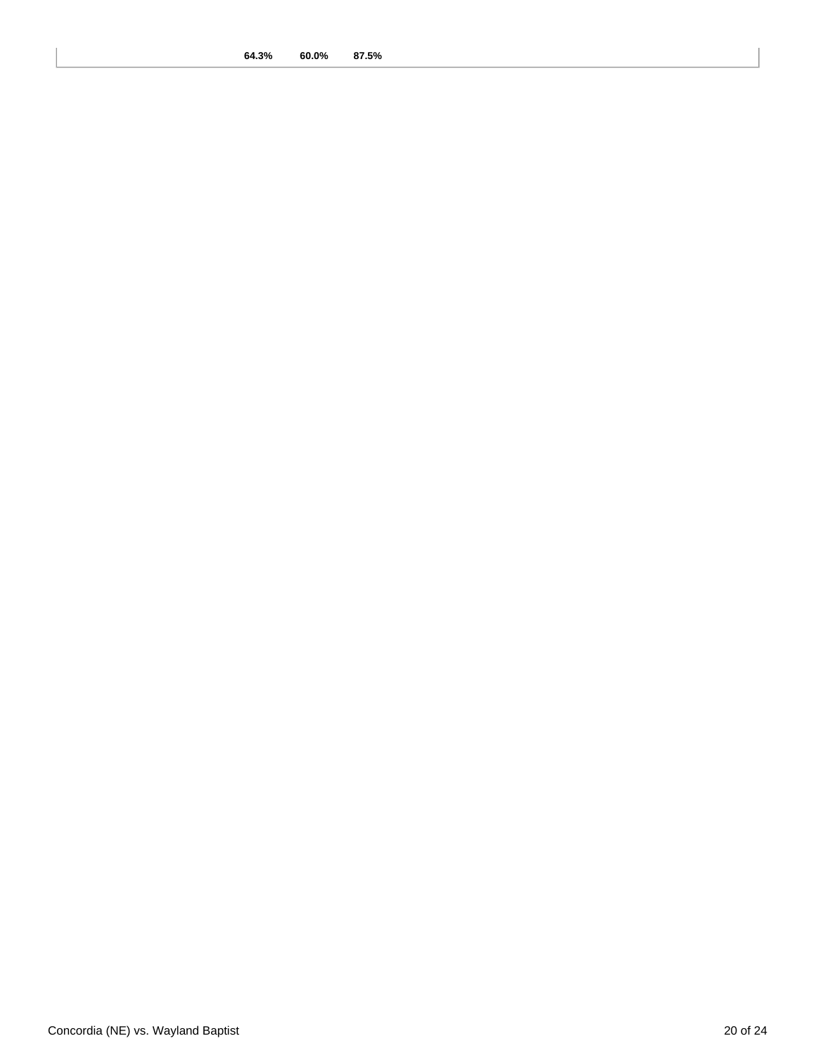| | | | |
|---|---|---|---|
| | **64.3%** | **60.0%** | **87.5%** |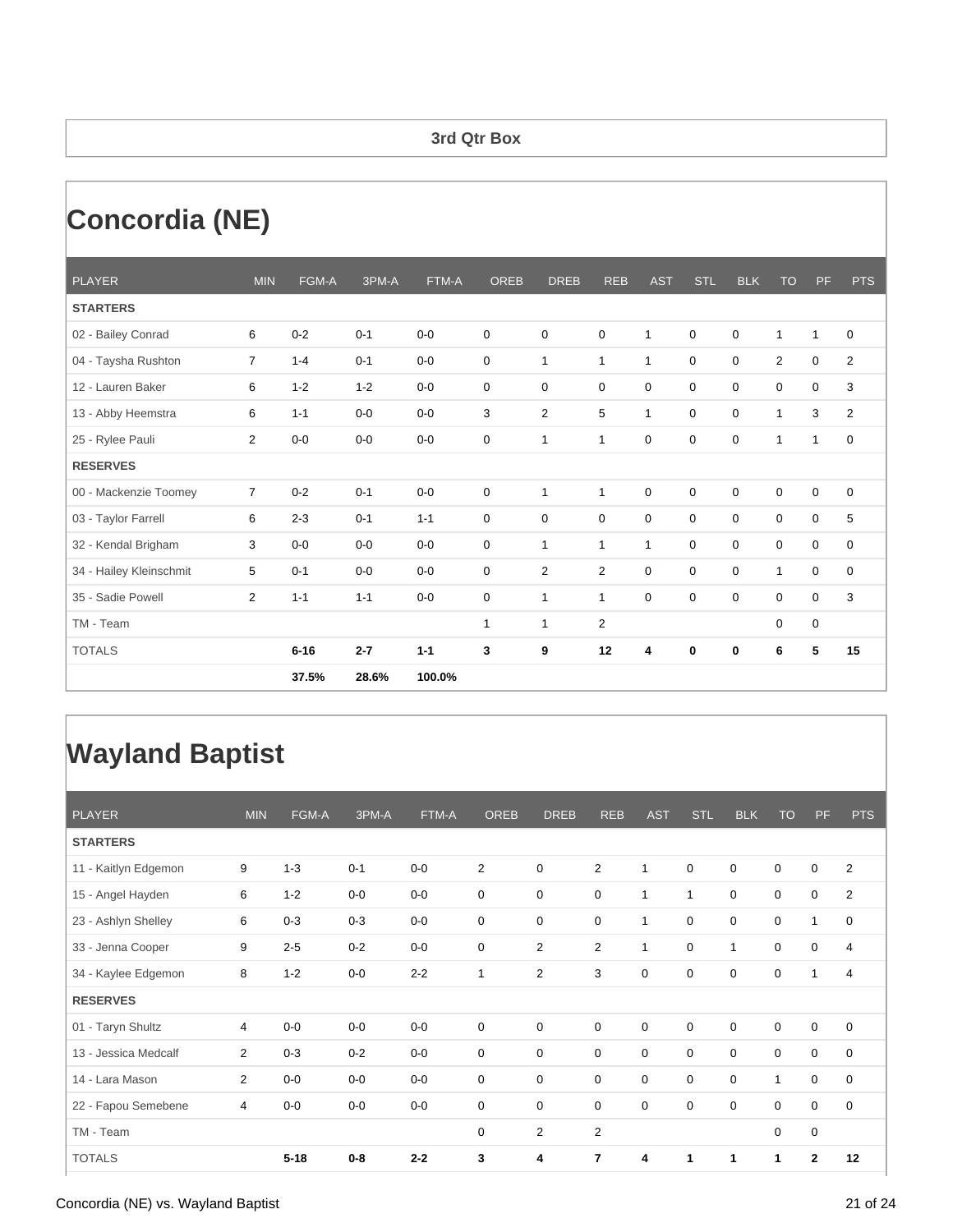**3rd Qtr Box**

# Concordia (NE)

| PLAYER | MIN | FGM-A | 3PM-A | FTM-A | OREB | DREB | REB | AST | STL | BLK | TO | PF | PTS |
|---|---|---|---|---|---|---|---|---|---|---|---|---|---|
| **STARTERS** | | | | | | | | | | | | | |
| 02 - Bailey Conrad | 6 | 0-2 | 0-1 | 0-0 | 0 | 0 | 0 | 1 | 0 | 0 | 1 | 1 | 0 |
| 04 - Taysha Rushton | 7 | 1-4 | 0-1 | 0-0 | 0 | 1 | 1 | 1 | 0 | 0 | 2 | 0 | 2 |
| 12 - Lauren Baker | 6 | 1-2 | 1-2 | 0-0 | 0 | 0 | 0 | 0 | 0 | 0 | 0 | 0 | 3 |
| 13 - Abby Heemstra | 6 | 1-1 | 0-0 | 0-0 | 3 | 2 | 5 | 1 | 0 | 0 | 1 | 3 | 2 |
| 25 - Rylee Pauli | 2 | 0-0 | 0-0 | 0-0 | 0 | 1 | 1 | 0 | 0 | 0 | 1 | 1 | 0 |
| **RESERVES** | | | | | | | | | | | | | |
| 00 - Mackenzie Toomey | 7 | 0-2 | 0-1 | 0-0 | 0 | 1 | 1 | 0 | 0 | 0 | 0 | 0 | 0 |
| 03 - Taylor Farrell | 6 | 2-3 | 0-1 | 1-1 | 0 | 0 | 0 | 0 | 0 | 0 | 0 | 0 | 5 |
| 32 - Kendal Brigham | 3 | 0-0 | 0-0 | 0-0 | 0 | 1 | 1 | 1 | 0 | 0 | 0 | 0 | 0 |
| 34 - Hailey Kleinschmit | 5 | 0-1 | 0-0 | 0-0 | 0 | 2 | 2 | 0 | 0 | 0 | 1 | 0 | 0 |
| 35 - Sadie Powell | 2 | 1-1 | 1-1 | 0-0 | 0 | 1 | 1 | 0 | 0 | 0 | 0 | 0 | 3 |
| TM - Team | | | | | 1 | 1 | 2 | | | | 0 | 0 | |
| TOTALS | | **6-16** | **2-7** | **1-1** | **3** | **9** | **12** | **4** | **0** | **0** | **6** | **5** | **15** |
| | | **37.5%** | **28.6%** | **100.0%** | | | | | | | | | |

# Wayland Baptist

| PLAYER | MIN | FGM-A | 3PM-A | FTM-A | OREB | DREB | REB | AST | STL | BLK | TO | PF | PTS |
|---|---|---|---|---|---|---|---|---|---|---|---|---|---|
| **STARTERS** | | | | | | | | | | | | | |
| 11 - Kaitlyn Edgemon | 9 | 1-3 | 0-1 | 0-0 | 2 | 0 | 2 | 1 | 0 | 0 | 0 | 0 | 2 |
| 15 - Angel Hayden | 6 | 1-2 | 0-0 | 0-0 | 0 | 0 | 0 | 1 | 1 | 0 | 0 | 0 | 2 |
| 23 - Ashlyn Shelley | 6 | 0-3 | 0-3 | 0-0 | 0 | 0 | 0 | 1 | 0 | 0 | 0 | 1 | 0 |
| 33 - Jenna Cooper | 9 | 2-5 | 0-2 | 0-0 | 0 | 2 | 2 | 1 | 0 | 1 | 0 | 0 | 4 |
| 34 - Kaylee Edgemon | 8 | 1-2 | 0-0 | 2-2 | 1 | 2 | 3 | 0 | 0 | 0 | 0 | 1 | 4 |
| **RESERVES** | | | | | | | | | | | | | |
| 01 - Taryn Shultz | 4 | 0-0 | 0-0 | 0-0 | 0 | 0 | 0 | 0 | 0 | 0 | 0 | 0 | 0 |
| 13 - Jessica Medcalf | 2 | 0-3 | 0-2 | 0-0 | 0 | 0 | 0 | 0 | 0 | 0 | 0 | 0 | 0 |
| 14 - Lara Mason | 2 | 0-0 | 0-0 | 0-0 | 0 | 0 | 0 | 0 | 0 | 0 | 1 | 0 | 0 |
| 22 - Fapou Semebene | 4 | 0-0 | 0-0 | 0-0 | 0 | 0 | 0 | 0 | 0 | 0 | 0 | 0 | 0 |
| TM - Team | | | | | 0 | 2 | 2 | | | | 0 | 0 | |
| TOTALS | | **5-18** | **0-8** | **2-2** | **3** | **4** | **7** | **4** | **1** | **1** | **1** | **2** | **12** |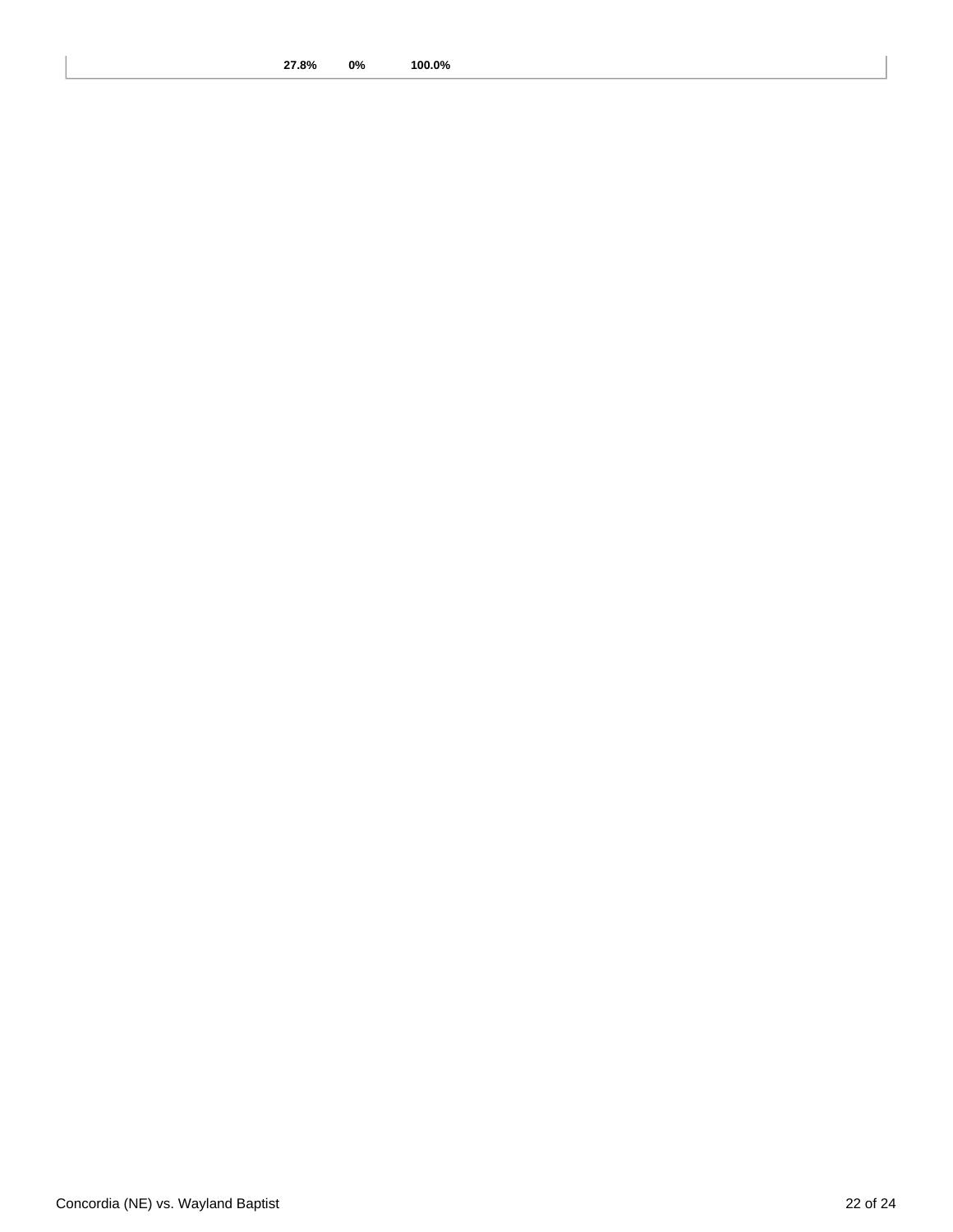| | | | |
|---|---|---|---|
| | **27.8%** | **0%** | **100.0%** |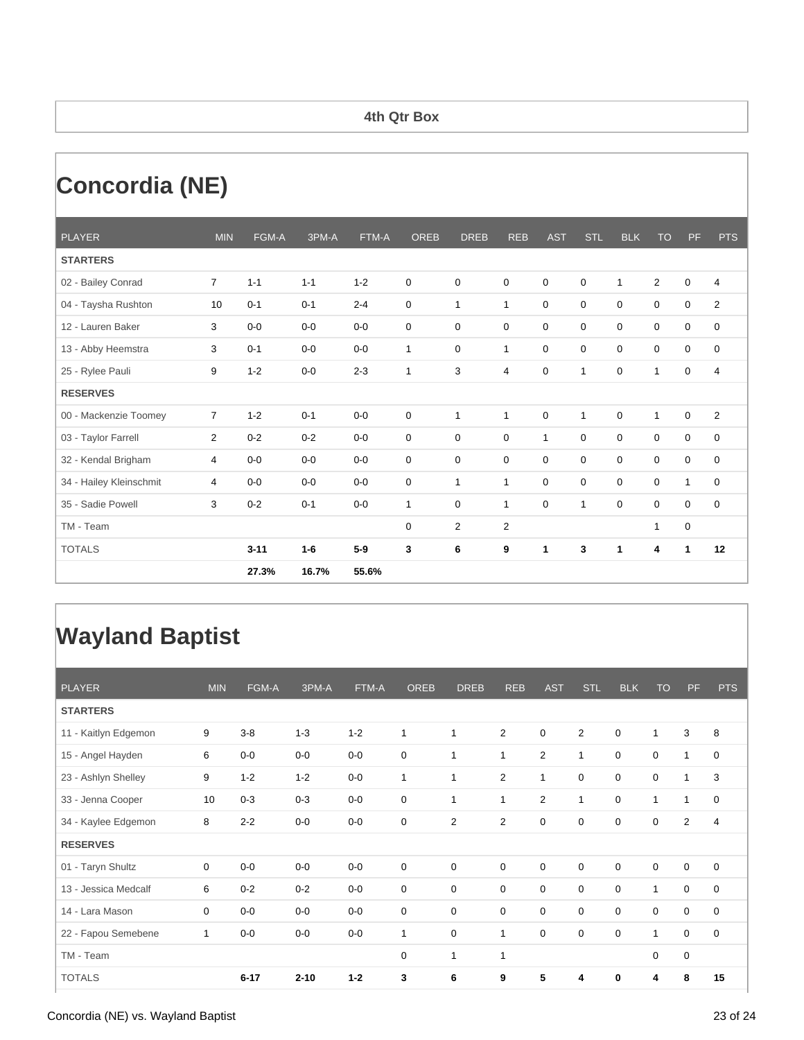4th Qtr Box

# Concordia (NE)

| PLAYER | MIN | FGM-A | 3PM-A | FTM-A | OREB | DREB | REB | AST | STL | BLK | TO | PF | PTS |
|---|---|---|---|---|---|---|---|---|---|---|---|---|---|
| **STARTERS** | | | | | | | | | | | | | |
| 02 - Bailey Conrad | 7 | 1-1 | 1-1 | 1-2 | 0 | 0 | 0 | 0 | 0 | 1 | 2 | 0 | 4 |
| 04 - Taysha Rushton | 10 | 0-1 | 0-1 | 2-4 | 0 | 1 | 1 | 0 | 0 | 0 | 0 | 0 | 2 |
| 12 - Lauren Baker | 3 | 0-0 | 0-0 | 0-0 | 0 | 0 | 0 | 0 | 0 | 0 | 0 | 0 | 0 |
| 13 - Abby Heemstra | 3 | 0-1 | 0-0 | 0-0 | 1 | 0 | 1 | 0 | 0 | 0 | 0 | 0 | 0 |
| 25 - Rylee Pauli | 9 | 1-2 | 0-0 | 2-3 | 1 | 3 | 4 | 0 | 1 | 0 | 1 | 0 | 4 |
| **RESERVES** | | | | | | | | | | | | | |
| 00 - Mackenzie Toomey | 7 | 1-2 | 0-1 | 0-0 | 0 | 1 | 1 | 0 | 1 | 0 | 1 | 0 | 2 |
| 03 - Taylor Farrell | 2 | 0-2 | 0-2 | 0-0 | 0 | 0 | 0 | 1 | 0 | 0 | 0 | 0 | 0 |
| 32 - Kendal Brigham | 4 | 0-0 | 0-0 | 0-0 | 0 | 0 | 0 | 0 | 0 | 0 | 0 | 0 | 0 |
| 34 - Hailey Kleinschmit | 4 | 0-0 | 0-0 | 0-0 | 0 | 1 | 1 | 0 | 0 | 0 | 0 | 1 | 0 |
| 35 - Sadie Powell | 3 | 0-2 | 0-1 | 0-0 | 1 | 0 | 1 | 0 | 1 | 0 | 0 | 0 | 0 |
| TM - Team | | | | | 0 | 2 | 2 | | | | 1 | 0 | |
| TOTALS | | **3-11** | **1-6** | **5-9** | **3** | **6** | **9** | **1** | **3** | **1** | **4** | **1** | **12** |
| | | **27.3%** | **16.7%** | **55.6%** | | | | | | | | | |

# Wayland Baptist

| PLAYER | MIN | FGM-A | 3PM-A | FTM-A | OREB | DREB | REB | AST | STL | BLK | TO | PF | PTS |
|---|---|---|---|---|---|---|---|---|---|---|---|---|---|
| **STARTERS** | | | | | | | | | | | | | |
| 11 - Kaitlyn Edgemon | 9 | 3-8 | 1-3 | 1-2 | 1 | 1 | 2 | 0 | 2 | 0 | 1 | 3 | 8 |
| 15 - Angel Hayden | 6 | 0-0 | 0-0 | 0-0 | 0 | 1 | 1 | 2 | 1 | 0 | 0 | 1 | 0 |
| 23 - Ashlyn Shelley | 9 | 1-2 | 1-2 | 0-0 | 1 | 1 | 2 | 1 | 0 | 0 | 0 | 1 | 3 |
| 33 - Jenna Cooper | 10 | 0-3 | 0-3 | 0-0 | 0 | 1 | 1 | 2 | 1 | 0 | 1 | 1 | 0 |
| 34 - Kaylee Edgemon | 8 | 2-2 | 0-0 | 0-0 | 0 | 2 | 2 | 0 | 0 | 0 | 0 | 2 | 4 |
| **RESERVES** | | | | | | | | | | | | | |
| 01 - Taryn Shultz | 0 | 0-0 | 0-0 | 0-0 | 0 | 0 | 0 | 0 | 0 | 0 | 0 | 0 | 0 |
| 13 - Jessica Medcalf | 6 | 0-2 | 0-2 | 0-0 | 0 | 0 | 0 | 0 | 0 | 0 | 1 | 0 | 0 |
| 14 - Lara Mason | 0 | 0-0 | 0-0 | 0-0 | 0 | 0 | 0 | 0 | 0 | 0 | 0 | 0 | 0 |
| 22 - Fapou Semebene | 1 | 0-0 | 0-0 | 0-0 | 1 | 0 | 1 | 0 | 0 | 0 | 1 | 0 | 0 |
| TM - Team | | | | | 0 | 1 | 1 | | | | 0 | 0 | |
| TOTALS | | **6-17** | **2-10** | **1-2** | **3** | **6** | **9** | **5** | **4** | **0** | **4** | **8** | **15** |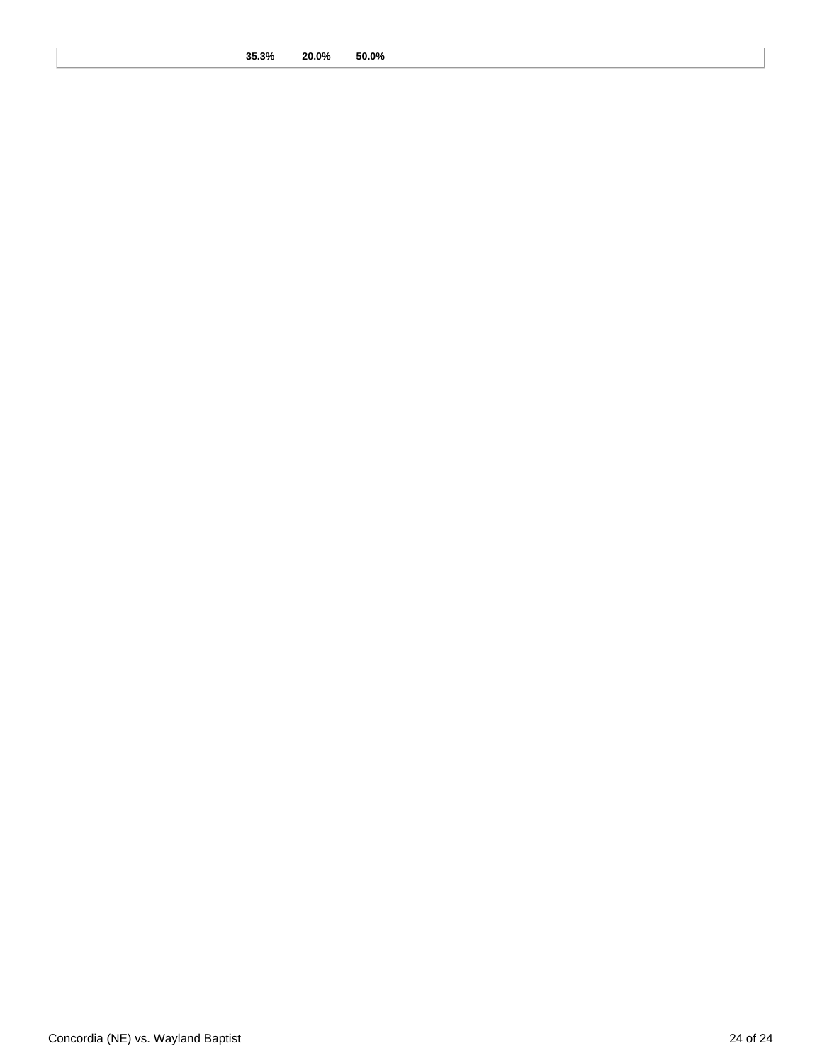| | | | | |
|---|---|---|---|---|
| | 35.3% | 20.0% | 50.0% | |